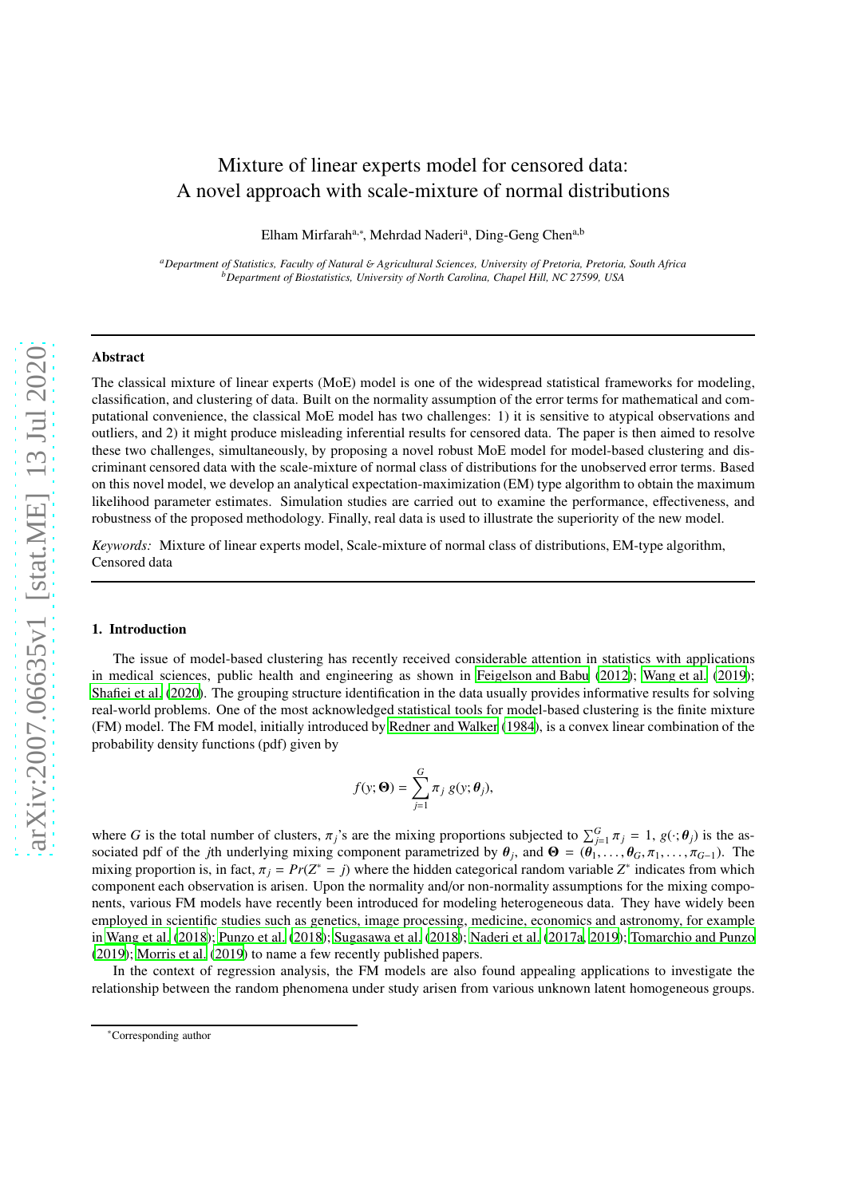# Mixture of linear experts model for censored data: A novel approach with scale-mixture of normal distributions

Elham Mirfarah[a,*], Mehrdad Naderi[a], Ding-Geng Chen[a,b]

[a]*Department of Statistics, Faculty of Natural & Agricultural Sciences, University of Pretoria, Pretoria, South Africa*
[b]*Department of Biostatistics, University of North Carolina, Chapel Hill, NC 27599, USA*

---

## Abstract

The classical mixture of linear experts (MoE) model is one of the widespread statistical frameworks for modeling, classification, and clustering of data. Built on the normality assumption of the error terms for mathematical and computational convenience, the classical MoE model has two challenges: 1) it is sensitive to atypical observations and outliers, and 2) it might produce misleading inferential results for censored data. The paper is then aimed to resolve these two challenges, simultaneously, by proposing a novel robust MoE model for model-based clustering and discriminant censored data with the scale-mixture of normal class of distributions for the unobserved error terms. Based on this novel model, we develop an analytical expectation-maximization (EM) type algorithm to obtain the maximum likelihood parameter estimates. Simulation studies are carried out to examine the performance, effectiveness, and robustness of the proposed methodology. Finally, real data is used to illustrate the superiority of the new model.

*Keywords:* Mixture of linear experts model, Scale-mixture of normal class of distributions, EM-type algorithm, Censored data

---

## 1. Introduction

The issue of model-based clustering has recently received considerable attention in statistics with applications in medical sciences, public health and engineering as shown in Feigelson and Babu (2012); Wang et al. (2019); Shafiei et al. (2020). The grouping structure identification in the data usually provides informative results for solving real-world problems. One of the most acknowledged statistical tools for model-based clustering is the finite mixture (FM) model. The FM model, initially introduced by Redner and Walker (1984), is a convex linear combination of the probability density functions (pdf) given by

$$f(y; \boldsymbol{\Theta}) = \sum_{j=1}^{G} \pi_j \, g(y; \boldsymbol{\theta}_j),$$

where $G$ is the total number of clusters, $\pi_j$'s are the mixing proportions subjected to $\sum_{j=1}^{G} \pi_j = 1$, $g(\cdot; \boldsymbol{\theta}_j)$ is the associated pdf of the $j$th underlying mixing component parametrized by $\boldsymbol{\theta}_j$, and $\boldsymbol{\Theta} = (\boldsymbol{\theta}_1, \ldots, \boldsymbol{\theta}_G, \pi_1, \ldots, \pi_{G-1})$. The mixing proportion is, in fact, $\pi_j = Pr(Z^* = j)$ where the hidden categorical random variable $Z^*$ indicates from which component each observation is arisen. Upon the normality and/or non-normality assumptions for the mixing components, various FM models have recently been introduced for modeling heterogeneous data. They have widely been employed in scientific studies such as genetics, image processing, medicine, economics and astronomy, for example in Wang et al. (2018); Punzo et al. (2018); Sugasawa et al. (2018); Naderi et al. (2017a, 2019); Tomarchio and Punzo (2019); Morris et al. (2019) to name a few recently published papers.

In the context of regression analysis, the FM models are also found appealing applications to investigate the relationship between the random phenomena under study arisen from various unknown latent homogeneous groups.

[*]Corresponding author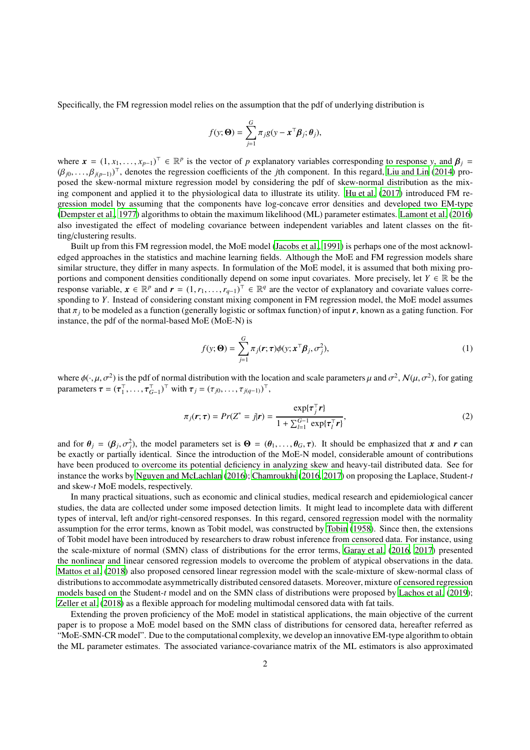Specifically, the FM regression model relies on the assumption that the pdf of underlying distribution is

$$f(y; \boldsymbol{\Theta}) = \sum_{j=1}^{G} \pi_j g(y - \boldsymbol{x}^\top \boldsymbol{\beta}_j; \boldsymbol{\theta}_j),$$

where $\boldsymbol{x} = (1, x_1, \ldots, x_{p-1})^\top \in \mathbb{R}^p$ is the vector of $p$ explanatory variables corresponding to response $y$, and $\boldsymbol{\beta}_j = (\beta_{j0}, \ldots, \beta_{j(p-1)})^\top$, denotes the regression coefficients of the $j$th component. In this regard, Liu and Lin (2014) proposed the skew-normal mixture regression model by considering the pdf of skew-normal distribution as the mixing component and applied it to the physiological data to illustrate its utility. Hu et al. (2017) introduced FM regression model by assuming that the components have log-concave error densities and developed two EM-type (Dempster et al., 1977) algorithms to obtain the maximum likelihood (ML) parameter estimates. Lamont et al. (2016) also investigated the effect of modeling covariance between independent variables and latent classes on the fitting/clustering results.

Built up from this FM regression model, the MoE model (Jacobs et al., 1991) is perhaps one of the most acknowledged approaches in the statistics and machine learning fields. Although the MoE and FM regression models share similar structure, they differ in many aspects. In formulation of the MoE model, it is assumed that both mixing proportions and component densities conditionally depend on some input covariates. More precisely, let $Y \in \mathbb{R}$ be the response variable, $\boldsymbol{x} \in \mathbb{R}^p$ and $\boldsymbol{r} = (1, r_1, \ldots, r_{q-1})^\top \in \mathbb{R}^q$ are the vector of explanatory and covariate values corresponding to $Y$. Instead of considering constant mixing component in FM regression model, the MoE model assumes that $\pi_j$ to be modeled as a function (generally logistic or softmax function) of input $\boldsymbol{r}$, known as a gating function. For instance, the pdf of the normal-based MoE (MoE-N) is

$$f(y; \boldsymbol{\Theta}) = \sum_{j=1}^{G} \pi_j(\boldsymbol{r}; \boldsymbol{\tau}) \phi(y; \boldsymbol{x}^\top \boldsymbol{\beta}_j, \sigma_j^2), \tag{1}$$

where $\phi(\cdot, \mu, \sigma^2)$ is the pdf of normal distribution with the location and scale parameters $\mu$ and $\sigma^2$, $\mathcal{N}(\mu, \sigma^2)$, for gating parameters $\boldsymbol{\tau} = (\boldsymbol{\tau}_1^\top, \ldots, \boldsymbol{\tau}_{G-1}^\top)^\top$ with $\boldsymbol{\tau}_j = (\tau_{j0}, \ldots, \tau_{j(q-1)})^\top$,

$$\pi_j(\boldsymbol{r}; \boldsymbol{\tau}) = Pr(Z^* = j | \boldsymbol{r}) = \frac{\exp\{\boldsymbol{\tau}_j^\top \boldsymbol{r}\}}{1 + \sum_{l=1}^{G-1} \exp\{\boldsymbol{\tau}_l^\top \boldsymbol{r}\}}, \tag{2}$$

and for $\boldsymbol{\theta}_j = (\boldsymbol{\beta}_j, \sigma_j^2)$, the model parameters set is $\boldsymbol{\Theta} = (\boldsymbol{\theta}_1, \ldots, \boldsymbol{\theta}_G, \boldsymbol{\tau})$. It should be emphasized that $\boldsymbol{x}$ and $\boldsymbol{r}$ can be exactly or partially identical. Since the introduction of the MoE-N model, considerable amount of contributions have been produced to overcome its potential deficiency in analyzing skew and heavy-tail distributed data. See for instance the works by Nguyen and McLachlan (2016); Chamroukhi (2016, 2017) on proposing the Laplace, Student-$t$ and skew-$t$ MoE models, respectively.

In many practical situations, such as economic and clinical studies, medical research and epidemiological cancer studies, the data are collected under some imposed detection limits. It might lead to incomplete data with different types of interval, left and/or right-censored responses. In this regard, censored regression model with the normality assumption for the error terms, known as Tobit model, was constructed by Tobin (1958). Since then, the extensions of Tobit model have been introduced by researchers to draw robust inference from censored data. For instance, using the scale-mixture of normal (SMN) class of distributions for the error terms, Garay et al. (2016, 2017) presented the nonlinear and linear censored regression models to overcome the problem of atypical observations in the data. Mattos et al. (2018) also proposed censored linear regression model with the scale-mixture of skew-normal class of distributions to accommodate asymmetrically distributed censored datasets. Moreover, mixture of censored regression models based on the Student-$t$ model and on the SMN class of distributions were proposed by Lachos et al. (2019); Zeller et al. (2018) as a flexible approach for modeling multimodal censored data with fat tails.

Extending the proven proficiency of the MoE model in statistical applications, the main objective of the current paper is to propose a MoE model based on the SMN class of distributions for censored data, hereafter referred as "MoE-SMN-CR model". Due to the computational complexity, we develop an innovative EM-type algorithm to obtain the ML parameter estimates. The associated variance-covariance matrix of the ML estimators is also approximated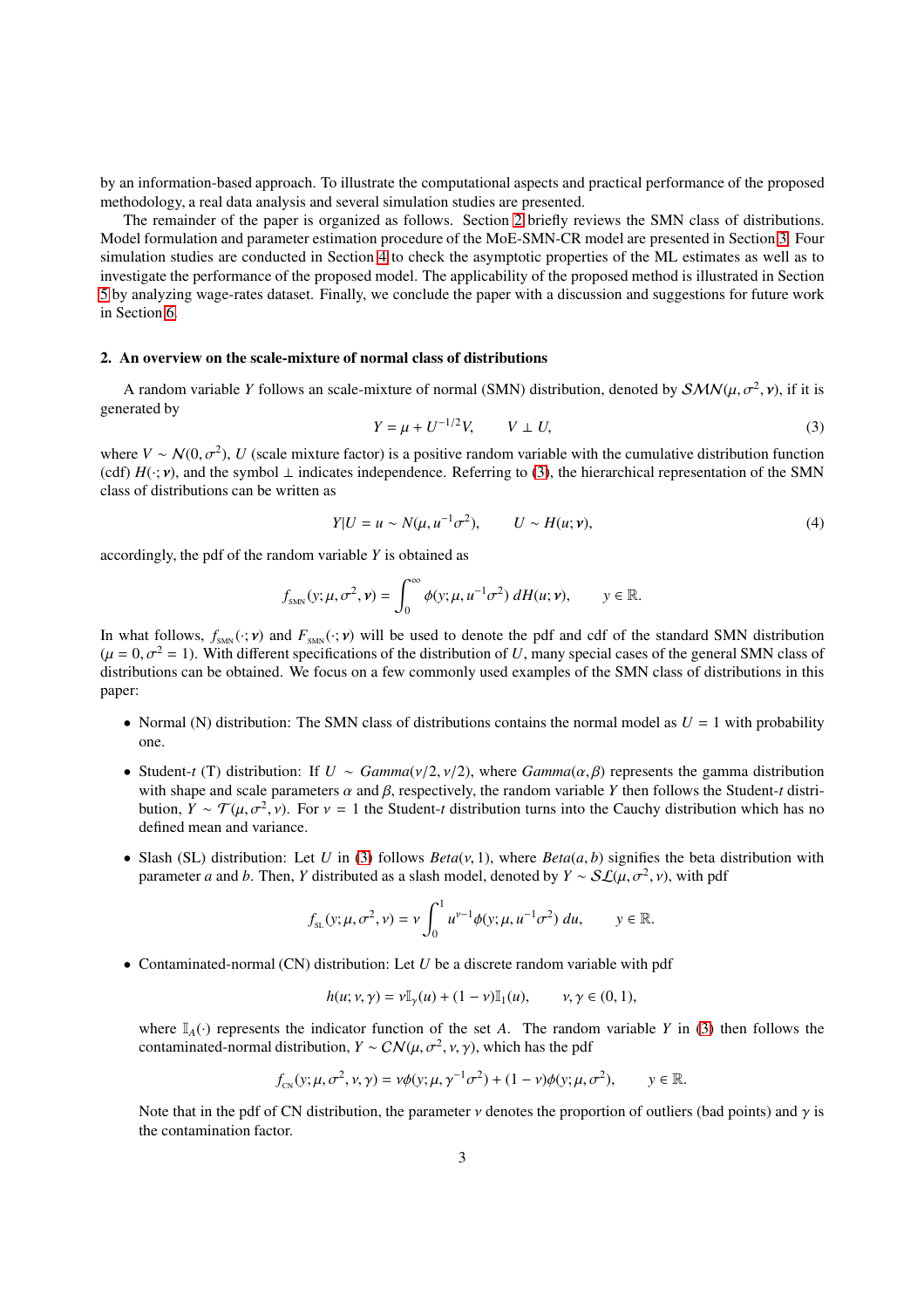by an information-based approach. To illustrate the computational aspects and practical performance of the proposed methodology, a real data analysis and several simulation studies are presented.

The remainder of the paper is organized as follows. Section 2 briefly reviews the SMN class of distributions. Model formulation and parameter estimation procedure of the MoE-SMN-CR model are presented in Section 3. Four simulation studies are conducted in Section 4 to check the asymptotic properties of the ML estimates as well as to investigate the performance of the proposed model. The applicability of the proposed method is illustrated in Section 5 by analyzing wage-rates dataset. Finally, we conclude the paper with a discussion and suggestions for future work in Section 6.

## 2. An overview on the scale-mixture of normal class of distributions

A random variable $Y$ follows an scale-mixture of normal (SMN) distribution, denoted by $\mathcal{SMN}(\mu, \sigma^2, \boldsymbol{\nu})$, if it is generated by

$$Y = \mu + U^{-1/2}V, \qquad V \perp U, \tag{3}$$

where $V \sim \mathcal{N}(0, \sigma^2)$, $U$ (scale mixture factor) is a positive random variable with the cumulative distribution function (cdf) $H(\cdot; \boldsymbol{\nu})$, and the symbol $\perp$ indicates independence. Referring to (3), the hierarchical representation of the SMN class of distributions can be written as

$$Y|U = u \sim N(\mu, u^{-1}\sigma^2), \qquad U \sim H(u; \boldsymbol{\nu}), \tag{4}$$

accordingly, the pdf of the random variable $Y$ is obtained as

$$f_{\text{SMN}}(y; \mu, \sigma^2, \boldsymbol{\nu}) = \int_0^\infty \phi(y; \mu, u^{-1}\sigma^2)\, dH(u; \boldsymbol{\nu}), \qquad y \in \mathbb{R}.$$

In what follows, $f_{\text{SMN}}(\cdot; \boldsymbol{\nu})$ and $F_{\text{SMN}}(\cdot; \boldsymbol{\nu})$ will be used to denote the pdf and cdf of the standard SMN distribution ($\mu = 0, \sigma^2 = 1$). With different specifications of the distribution of $U$, many special cases of the general SMN class of distributions can be obtained. We focus on a few commonly used examples of the SMN class of distributions in this paper:

- Normal (N) distribution: The SMN class of distributions contains the normal model as $U = 1$ with probability one.
- Student-$t$ (T) distribution: If $U \sim Gamma(\nu/2, \nu/2)$, where $Gamma(\alpha, \beta)$ represents the gamma distribution with shape and scale parameters $\alpha$ and $\beta$, respectively, the random variable $Y$ then follows the Student-$t$ distribution, $Y \sim \mathcal{T}(\mu, \sigma^2, \nu)$. For $\nu = 1$ the Student-$t$ distribution turns into the Cauchy distribution which has no defined mean and variance.
- Slash (SL) distribution: Let $U$ in (3) follows $Beta(\nu, 1)$, where $Beta(a, b)$ signifies the beta distribution with parameter $a$ and $b$. Then, $Y$ distributed as a slash model, denoted by $Y \sim \mathcal{SL}(\mu, \sigma^2, \nu)$, with pdf

$$f_{\text{SL}}(y; \mu, \sigma^2, \nu) = \nu \int_0^1 u^{\nu-1}\phi(y; \mu, u^{-1}\sigma^2)\, du, \qquad y \in \mathbb{R}.$$

- Contaminated-normal (CN) distribution: Let $U$ be a discrete random variable with pdf

$$h(u; \nu, \gamma) = \nu\mathbb{I}_\gamma(u) + (1 - \nu)\mathbb{I}_1(u), \qquad \nu, \gamma \in (0, 1),$$

  where $\mathbb{I}_A(\cdot)$ represents the indicator function of the set $A$. The random variable $Y$ in (3) then follows the contaminated-normal distribution, $Y \sim \mathcal{CN}(\mu, \sigma^2, \nu, \gamma)$, which has the pdf

$$f_{\text{CN}}(y; \mu, \sigma^2, \nu, \gamma) = \nu\phi(y; \mu, \gamma^{-1}\sigma^2) + (1 - \nu)\phi(y; \mu, \sigma^2), \qquad y \in \mathbb{R}.$$

  Note that in the pdf of CN distribution, the parameter $\nu$ denotes the proportion of outliers (bad points) and $\gamma$ is the contamination factor.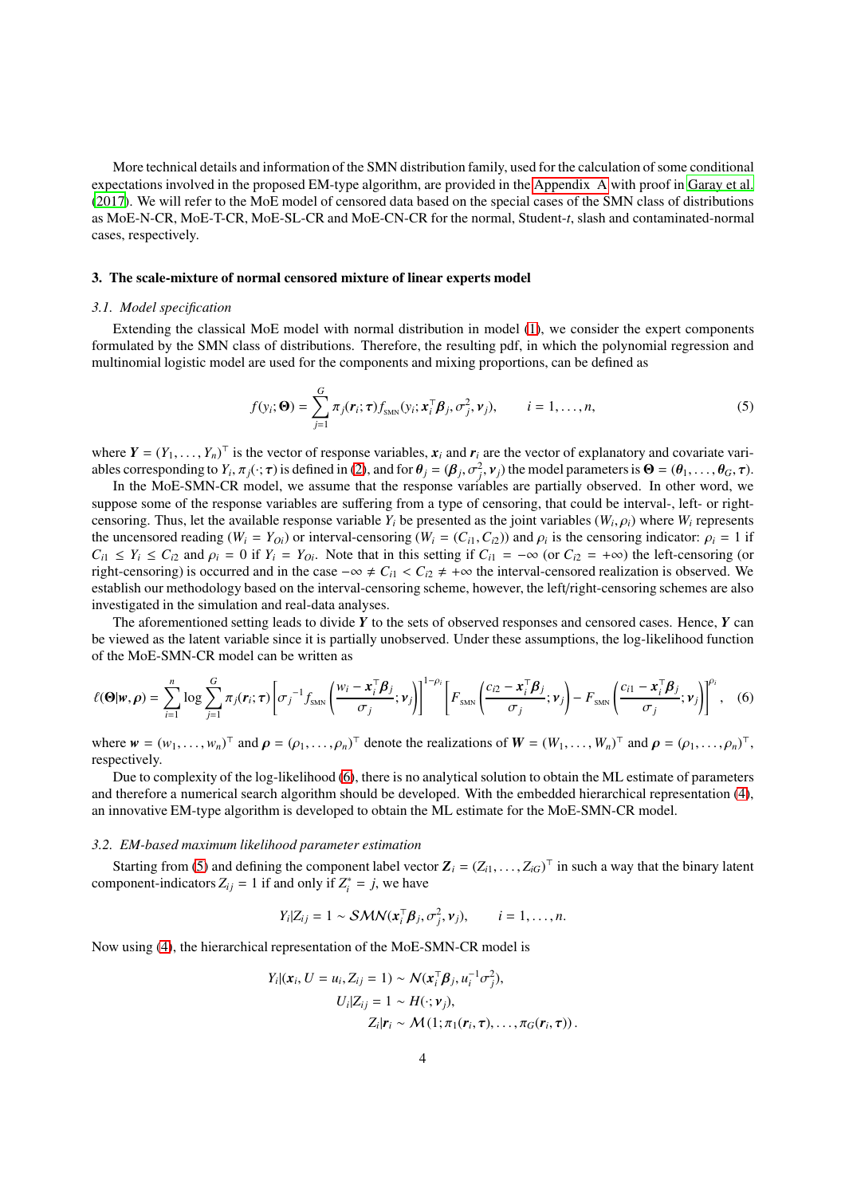More technical details and information of the SMN distribution family, used for the calculation of some conditional expectations involved in the proposed EM-type algorithm, are provided in the Appendix A with proof in Garay et al. (2017). We will refer to the MoE model of censored data based on the special cases of the SMN class of distributions as MoE-N-CR, MoE-T-CR, MoE-SL-CR and MoE-CN-CR for the normal, Student-$t$, slash and contaminated-normal cases, respectively.

## 3. The scale-mixture of normal censored mixture of linear experts model

### 3.1. Model specification

Extending the classical MoE model with normal distribution in model (1), we consider the expert components formulated by the SMN class of distributions. Therefore, the resulting pdf, in which the polynomial regression and multinomial logistic model are used for the components and mixing proportions, can be defined as

$$f(y_i;\boldsymbol{\Theta}) = \sum_{j=1}^{G} \pi_j(\boldsymbol{r}_i;\boldsymbol{\tau}) f_{\text{SMN}}(y_i;\boldsymbol{x}_i^\top\boldsymbol{\beta}_j,\sigma_j^2,\boldsymbol{\nu}_j), \qquad i=1,\ldots,n, \tag{5}$$

where $\boldsymbol{Y}=(Y_1,\ldots,Y_n)^\top$ is the vector of response variables, $\boldsymbol{x}_i$ and $\boldsymbol{r}_i$ are the vector of explanatory and covariate variables corresponding to $Y_i$, $\pi_j(\cdot;\boldsymbol{\tau})$ is defined in (2), and for $\boldsymbol{\theta}_j=(\boldsymbol{\beta}_j,\sigma_j^2,\boldsymbol{\nu}_j)$ the model parameters is $\boldsymbol{\Theta}=(\boldsymbol{\theta}_1,\ldots,\boldsymbol{\theta}_G,\boldsymbol{\tau})$.

In the MoE-SMN-CR model, we assume that the response variables are partially observed. In other word, we suppose some of the response variables are suffering from a type of censoring, that could be interval-, left- or right-censoring. Thus, let the available response variable $Y_i$ be presented as the joint variables $(W_i,\rho_i)$ where $W_i$ represents the uncensored reading ($W_i=Y_{Oi}$) or interval-censoring ($W_i=(C_{i1},C_{i2})$) and $\rho_i$ is the censoring indicator: $\rho_i=1$ if $C_{i1}\leq Y_i\leq C_{i2}$ and $\rho_i=0$ if $Y_i=Y_{Oi}$. Note that in this setting if $C_{i1}=-\infty$ (or $C_{i2}=+\infty$) the left-censoring (or right-censoring) is occurred and in the case $-\infty\neq C_{i1}<C_{i2}\neq+\infty$ the interval-censored realization is observed. We establish our methodology based on the interval-censoring scheme, however, the left/right-censoring schemes are also investigated in the simulation and real-data analyses.

The aforementioned setting leads to divide $\boldsymbol{Y}$ to the sets of observed responses and censored cases. Hence, $\boldsymbol{Y}$ can be viewed as the latent variable since it is partially unobserved. Under these assumptions, the log-likelihood function of the MoE-SMN-CR model can be written as

$$\ell(\boldsymbol{\Theta}|\boldsymbol{w},\boldsymbol{\rho}) = \sum_{i=1}^{n}\log\sum_{j=1}^{G}\pi_j(\boldsymbol{r}_i;\boldsymbol{\tau})\left[{\sigma_j}^{-1}f_{\text{SMN}}\left(\frac{w_i-\boldsymbol{x}_i^\top\boldsymbol{\beta}_j}{\sigma_j};\boldsymbol{\nu}_j\right)\right]^{1-\rho_i}\left[F_{\text{SMN}}\left(\frac{c_{i2}-\boldsymbol{x}_i^\top\boldsymbol{\beta}_j}{\sigma_j};\boldsymbol{\nu}_j\right)-F_{\text{SMN}}\left(\frac{c_{i1}-\boldsymbol{x}_i^\top\boldsymbol{\beta}_j}{\sigma_j};\boldsymbol{\nu}_j\right)\right]^{\rho_i}, \tag{6}$$

where $\boldsymbol{w}=(w_1,\ldots,w_n)^\top$ and $\boldsymbol{\rho}=(\rho_1,\ldots,\rho_n)^\top$ denote the realizations of $\boldsymbol{W}=(W_1,\ldots,W_n)^\top$ and $\boldsymbol{\rho}=(\rho_1,\ldots,\rho_n)^\top$, respectively.

Due to complexity of the log-likelihood (6), there is no analytical solution to obtain the ML estimate of parameters and therefore a numerical search algorithm should be developed. With the embedded hierarchical representation (4), an innovative EM-type algorithm is developed to obtain the ML estimate for the MoE-SMN-CR model.

### 3.2. EM-based maximum likelihood parameter estimation

Starting from (5) and defining the component label vector $\mathbf{Z}_i=(Z_{i1},\ldots,Z_{iG})^\top$ in such a way that the binary latent component-indicators $Z_{ij}=1$ if and only if $Z_i^*=j$, we have

$$Y_i|Z_{ij}=1\sim\mathcal{SMN}(\boldsymbol{x}_i^\top\boldsymbol{\beta}_j,\sigma_j^2,\boldsymbol{\nu}_j), \qquad i=1,\ldots,n.$$

Now using (4), the hierarchical representation of the MoE-SMN-CR model is

$$\begin{aligned}
Y_i|(\boldsymbol{x}_i,U=u_i,Z_{ij}=1) &\sim \mathcal{N}(\boldsymbol{x}_i^\top\boldsymbol{\beta}_j,u_i^{-1}\sigma_j^2),\\
U_i|Z_{ij}=1 &\sim H(\cdot;\boldsymbol{\nu}_j),\\
Z_i|\boldsymbol{r}_i &\sim \mathcal{M}\left(1;\pi_1(\boldsymbol{r}_i,\boldsymbol{\tau}),\ldots,\pi_G(\boldsymbol{r}_i,\boldsymbol{\tau})\right).
\end{aligned}$$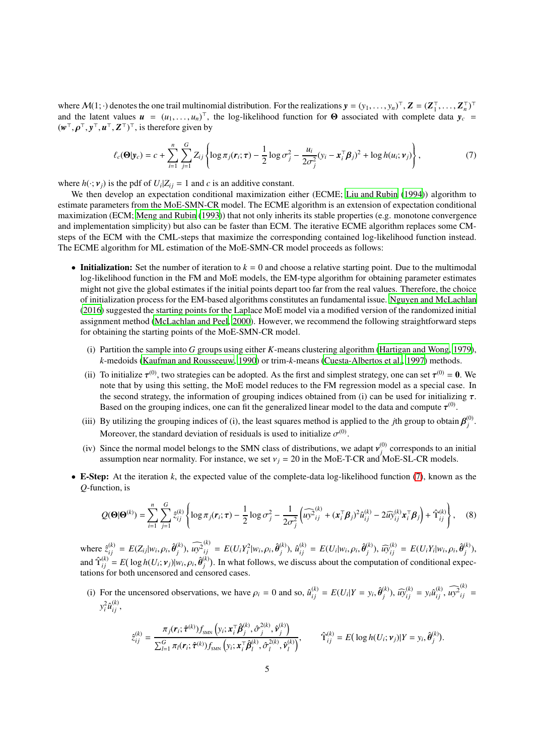where $\mathcal{M}(1;\cdot)$ denotes the one trail multinomial distribution. For the realizations $\boldsymbol{y} = (y_1, \ldots, y_n)^\top$, $\boldsymbol{Z} = (\boldsymbol{Z}_1^\top, \ldots, \boldsymbol{Z}_n^\top)^\top$ and the latent values $\boldsymbol{u} = (u_1, \ldots, u_n)^\top$, the log-likelihood function for $\boldsymbol{\Theta}$ associated with complete data $\boldsymbol{y}_c = (\boldsymbol{w}^\top, \boldsymbol{\rho}^\top, \boldsymbol{y}^\top, \boldsymbol{u}^\top, \boldsymbol{Z}^\top)^\top$, is therefore given by

$$\ell_c(\boldsymbol{\Theta}|\boldsymbol{y}_c) = c + \sum_{i=1}^{n}\sum_{j=1}^{G} Z_{ij}\left\{\log \pi_j(\boldsymbol{r}_i;\boldsymbol{\tau}) - \frac{1}{2}\log\sigma_j^2 - \frac{u_i}{2\sigma_j^2}(y_i - \boldsymbol{x}_i^\top\boldsymbol{\beta}_j)^2 + \log h(u_i;\boldsymbol{\nu}_j)\right\}, \tag{7}$$

where $h(\cdot;\boldsymbol{\nu}_j)$ is the pdf of $U_i|Z_{ij}=1$ and $c$ is an additive constant.

We then develop an expectation conditional maximization either (ECME; Liu and Rubin (1994)) algorithm to estimate parameters from the MoE-SMN-CR model. The ECME algorithm is an extension of expectation conditional maximization (ECM; Meng and Rubin (1993)) that not only inherits its stable properties (e.g. monotone convergence and implementation simplicity) but also can be faster than ECM. The iterative ECME algorithm replaces some CM-steps of the ECM with the CML-steps that maximize the corresponding contained log-likelihood function instead. The ECME algorithm for ML estimation of the MoE-SMN-CR model proceeds as follows:

- **Initialization:** Set the number of iteration to $k = 0$ and choose a relative starting point. Due to the multimodal log-likelihood function in the FM and MoE models, the EM-type algorithm for obtaining parameter estimates might not give the global estimates if the initial points depart too far from the real values. Therefore, the choice of initialization process for the EM-based algorithms constitutes an fundamental issue. Nguyen and McLachlan (2016) suggested the starting points for the Laplace MoE model via a modified version of the randomized initial assignment method (McLachlan and Peel, 2000). However, we recommend the following straightforward steps for obtaining the starting points of the MoE-SMN-CR model.

  (i) Partition the sample into $G$ groups using either $K$-means clustering algorithm (Hartigan and Wong, 1979), $k$-medoids (Kaufman and Rousseeuw, 1990) or trim-$k$-means (Cuesta-Albertos et al., 1997) methods.

  (ii) To initialize $\boldsymbol{\tau}^{(0)}$, two strategies can be adopted. As the first and simplest strategy, one can set $\boldsymbol{\tau}^{(0)} = \boldsymbol{0}$. We note that by using this setting, the MoE model reduces to the FM regression model as a special case. In the second strategy, the information of grouping indices obtained from (i) can be used for initializing $\boldsymbol{\tau}$. Based on the grouping indices, one can fit the generalized linear model to the data and compute $\boldsymbol{\tau}^{(0)}$.

  (iii) By utilizing the grouping indices of (i), the least squares method is applied to the $j$th group to obtain $\boldsymbol{\beta}_j^{(0)}$. Moreover, the standard deviation of residuals is used to initialize $\sigma^{(0)}$.

  (iv) Since the normal model belongs to the SMN class of distributions, we adapt $\boldsymbol{\nu}_j^{(0)}$ corresponds to an initial assumption near normality. For instance, we set $\nu_j = 20$ in the MoE-T-CR and MoE-SL-CR models.

- **E-Step:** At the iteration $k$, the expected value of the complete-data log-likelihood function (7), known as the $Q$-function, is

$$Q(\boldsymbol{\Theta}|\boldsymbol{\Theta}^{(k)}) = \sum_{i=1}^{n}\sum_{j=1}^{G}\hat{z}_{ij}^{(k)}\left\{\log\pi_j(\boldsymbol{r}_i;\boldsymbol{\tau}) - \frac{1}{2}\log\sigma_j^2 - \frac{1}{2\sigma_j^2}\left(\widehat{uy^2}_{ij}^{(k)} + (\boldsymbol{x}_i^\top\boldsymbol{\beta}_j)^2\hat{u}_{ij}^{(k)} - 2\widehat{uy}_{ij}^{(k)}\boldsymbol{x}_i^\top\boldsymbol{\beta}_j\right) + \hat{\Upsilon}_{ij}^{(k)}\right\}, \tag{8}$$

  where $\hat{z}_{ij}^{(k)} = E(Z_{ij}|w_i,\rho_i,\hat{\boldsymbol{\theta}}_j^{(k)})$, $\widehat{uy^2}_{ij}^{(k)} = E(U_iY_i^2|w_i,\rho_i,\hat{\boldsymbol{\theta}}_j^{(k)})$, $\hat{u}_{ij}^{(k)} = E(U_i|w_i,\rho_i,\hat{\boldsymbol{\theta}}_j^{(k)})$, $\widehat{uy}_{ij}^{(k)} = E(U_iY_i|w_i,\rho_i,\hat{\boldsymbol{\theta}}_j^{(k)})$, and $\hat{\Upsilon}_{ij}^{(k)} = E(\log h(U_i;\boldsymbol{\nu}_j)|w_i,\rho_i,\hat{\boldsymbol{\theta}}_j^{(k)})$. In what follows, we discuss about the computation of conditional expectations for both uncensored and censored cases.

  (i) For the uncensored observations, we have $\rho_i = 0$ and so, $\hat{u}_{ij}^{(k)} = E(U_i|Y = y_i,\hat{\boldsymbol{\theta}}_j^{(k)})$, $\widehat{uy}_{ij}^{(k)} = y_i\hat{u}_{ij}^{(k)}$, $\widehat{uy^2}_{ij}^{(k)} = y_i^2\hat{u}_{ij}^{(k)}$,

$$\hat{z}_{ij}^{(k)} = \frac{\pi_j(\boldsymbol{r}_i;\hat{\boldsymbol{\tau}}^{(k)})f_{\text{SMN}}\left(y_i;\boldsymbol{x}_i^\top\hat{\boldsymbol{\beta}}_j^{(k)},\hat{\sigma}_j^{2(k)},\hat{\boldsymbol{\nu}}_j^{(k)}\right)}{\sum_{l=1}^{G}\pi_l(\boldsymbol{r}_i;\hat{\boldsymbol{\tau}}^{(k)})f_{\text{SMN}}\left(y_i;\boldsymbol{x}_i^\top\hat{\boldsymbol{\beta}}_l^{(k)},\hat{\sigma}_l^{2(k)},\hat{\boldsymbol{\nu}}_l^{(k)}\right)}, \qquad \hat{\Upsilon}_{ij}^{(k)} = E(\log h(U_i;\boldsymbol{\nu}_j)|Y = y_i,\hat{\boldsymbol{\theta}}_j^{(k)}).$$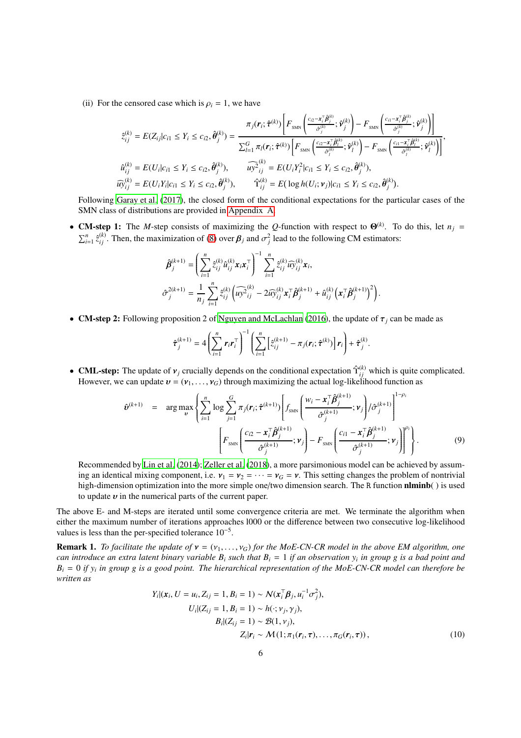(ii) For the censored case which is $\rho_i = 1$, we have

$$\hat{z}_{ij}^{(k)} = E(Z_{ij}|c_{i1} \le Y_i \le c_{i2}, \hat{\boldsymbol{\theta}}_j^{(k)}) = \frac{\pi_j(\boldsymbol{r}_i;\hat{\boldsymbol{\tau}}^{(k)})\left[F_{\text{SMN}}\left(\frac{c_{i2}-\boldsymbol{x}_i^\top\hat{\boldsymbol{\beta}}_j^{(k)}}{\hat{\sigma}_j^{(k)}};\hat{\boldsymbol{\nu}}_j^{(k)}\right) - F_{\text{SMN}}\left(\frac{c_{i1}-\boldsymbol{x}_i^\top\hat{\boldsymbol{\beta}}_j^{(k)}}{\hat{\sigma}_j^{(k)}};\hat{\boldsymbol{\nu}}_j^{(k)}\right)\right]}{\sum_{l=1}^G \pi_l(\boldsymbol{r}_i;\hat{\boldsymbol{\tau}}^{(k)})\left[F_{\text{SMN}}\left(\frac{c_{i2}-\boldsymbol{x}_i^\top\hat{\boldsymbol{\beta}}_l^{(k)}}{\hat{\sigma}_l^{(k)}};\hat{\boldsymbol{\nu}}_l^{(k)}\right) - F_{\text{SMN}}\left(\frac{c_{i1}-\boldsymbol{x}_i^\top\hat{\boldsymbol{\beta}}_l^{(k)}}{\hat{\sigma}_l^{(k)}};\hat{\boldsymbol{\nu}}_l^{(k)}\right)\right]},$$

$$\hat{u}_{ij}^{(k)} = E(U_i|c_{i1} \le Y_i \le c_{i2}, \hat{\boldsymbol{\theta}}_j^{(k)}), \qquad \widehat{uy^2}_{ij}^{(k)} = E(U_iY_i^2|c_{i1} \le Y_i \le c_{i2}, \hat{\boldsymbol{\theta}}_j^{(k)}),$$

$$\widehat{uy}_{ij}^{(k)} = E(U_iY_i|c_{i1} \le Y_i \le c_{i2}, \hat{\boldsymbol{\theta}}_j^{(k)}), \qquad \hat{\Upsilon}_{ij}^{(k)} = E(\log h(U_i;\boldsymbol{\nu}_j)|c_{i1} \le Y_i \le c_{i2}, \hat{\boldsymbol{\theta}}_j^{(k)}).$$

Following Garay et al. (2017), the closed form of the conditional expectations for the particular cases of the SMN class of distributions are provided in Appendix A.

- **CM-step 1:** The $M$-step consists of maximizing the $Q$-function with respect to $\boldsymbol{\Theta}^{(k)}$. To do this, let $n_j = \sum_{i=1}^n \hat{z}_{ij}^{(k)}$. Then, the maximization of (8) over $\boldsymbol{\beta}_j$ and $\sigma_j^2$ lead to the following CM estimators:

$$\hat{\boldsymbol{\beta}}_j^{(k+1)} = \left(\sum_{i=1}^n \hat{z}_{ij}^{(k)}\hat{u}_{ij}^{(k)}\boldsymbol{x}_i\boldsymbol{x}_i^\top\right)^{-1}\sum_{i=1}^n \hat{z}_{ij}^{(k)}\widehat{uy}_{ij}^{(k)}\boldsymbol{x}_i,$$

$$\hat{\sigma}_j^{2(k+1)} = \frac{1}{n_j}\sum_{i=1}^n \hat{z}_{ij}^{(k)}\left(\widehat{uy^2}_{ij}^{(k)} - 2\widehat{uy}_{ij}^{(k)}\boldsymbol{x}_i^\top\hat{\boldsymbol{\beta}}_j^{(k+1)} + \hat{u}_{ij}^{(k)}\left(\boldsymbol{x}_i^\top\hat{\boldsymbol{\beta}}_j^{(k+1)}\right)^2\right).$$

- **CM-step 2:** Following proposition 2 of Nguyen and McLachlan (2016), the update of $\boldsymbol{\tau}_j$ can be made as

$$\hat{\boldsymbol{\tau}}_j^{(k+1)} = 4\left(\sum_{i=1}^n \boldsymbol{r}_i\boldsymbol{r}_i^\top\right)^{-1}\left(\sum_{i=1}^n\left[\hat{z}_{ij}^{(k+1)} - \pi_j(\boldsymbol{r}_i;\hat{\boldsymbol{\tau}}^{(k)})\right]\boldsymbol{r}_i\right) + \hat{\boldsymbol{\tau}}_j^{(k)}.$$

- **CML-step:** The update of $\boldsymbol{\nu}_j$ crucially depends on the conditional expectation $\hat{\Upsilon}_{ij}^{(k)}$ which is quite complicated. However, we can update $\boldsymbol{\upsilon} = (\boldsymbol{\nu}_1, \ldots, \boldsymbol{\nu}_G)$ through maximizing the actual log-likelihood function as

$$\begin{aligned}\hat{\boldsymbol{\upsilon}}^{(k+1)} \quad = \quad \arg\max_{\boldsymbol{\upsilon}}\Bigg\{\sum_{i=1}^n \log\sum_{j=1}^G \pi_j(\boldsymbol{r}_i;\hat{\boldsymbol{\tau}}^{(k+1)})&\left[f_{\text{SMN}}\left(\frac{w_i - \boldsymbol{x}_i^\top\hat{\boldsymbol{\beta}}_j^{(k+1)}}{\hat{\sigma}_j^{(k+1)}};\boldsymbol{\nu}_j\right)/\hat{\sigma}_j^{(k+1)}\right]^{1-\rho_i} \\ &\left[F_{\text{SMN}}\left(\frac{c_{i2} - \boldsymbol{x}_i^\top\hat{\boldsymbol{\beta}}_j^{(k+1)}}{\hat{\sigma}_j^{(k+1)}};\boldsymbol{\nu}_j\right) - F_{\text{SMN}}\left(\frac{c_{i1} - \boldsymbol{x}_i^\top\hat{\boldsymbol{\beta}}_j^{(k+1)}}{\hat{\sigma}_j^{(k+1)}};\boldsymbol{\nu}_j\right)\right]^{\rho_i}\Bigg\}. \qquad (9)\end{aligned}$$

  Recommended by Lin et al. (2014); Zeller et al. (2018), a more parsimonious model can be achieved by assuming an identical mixing component, i.e. $\boldsymbol{\nu}_1 = \boldsymbol{\nu}_2 = \cdots = \boldsymbol{\nu}_G = \boldsymbol{\nu}$. This setting changes the problem of nontrivial high-dimension optimization into the more simple one/two dimension search. The R function **nlminb**( ) is used to update $\boldsymbol{\upsilon}$ in the numerical parts of the current paper.

The above E- and M-steps are iterated until some convergence criteria are met. We terminate the algorithm when either the maximum number of iterations approaches l000 or the difference between two consecutive log-likelihood values is less than the per-specified tolerance $10^{-5}$.

**Remark 1.** *To facilitate the update of $\boldsymbol{\nu} = (\nu_1, \ldots, \nu_G)$ for the MoE-CN-CR model in the above EM algorithm, one can introduce an extra latent binary variable $B_i$ such that $B_i = 1$ if an observation $y_i$ in group $g$ is a bad point and $B_i = 0$ if $y_i$ in group $g$ is a good point. The hierarchical representation of the MoE-CN-CR model can therefore be written as*

$$\begin{aligned} Y_i|(\boldsymbol{x}_i, U = u_i, Z_{ij} = 1, B_i = 1) &\sim \mathcal{N}(\boldsymbol{x}_i^\top\boldsymbol{\beta}_j, u_i^{-1}\sigma_j^2), \\ U_i|(Z_{ij} = 1, B_i = 1) &\sim h(\cdot;\nu_j,\gamma_j), \\ B_i|(Z_{ij} = 1) &\sim \mathcal{B}(1,\nu_j), \\ Z_i|\boldsymbol{r}_i &\sim \mathcal{M}(1;\pi_1(\boldsymbol{r}_i,\boldsymbol{\tau}),\ldots,\pi_G(\boldsymbol{r}_i,\boldsymbol{\tau})), \end{aligned} \qquad (10)$$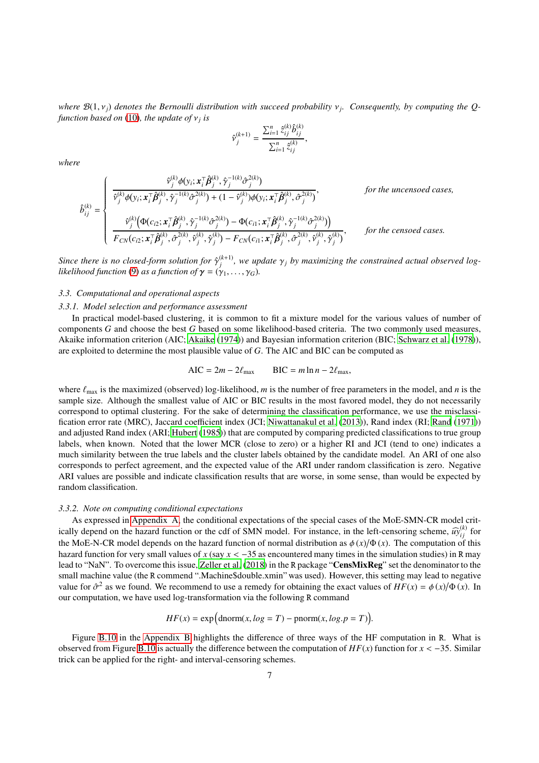*where $\mathcal{B}(1, \nu_j)$ denotes the Bernoulli distribution with succeed probability $\nu_j$. Consequently, by computing the Q-function based on (10), the update of $\nu_j$ is*

$$\hat{\nu}_j^{(k+1)} = \frac{\sum_{i=1}^n \hat{z}_{ij}^{(k)} \hat{b}_{ij}^{(k)}}{\sum_{i=1}^n \hat{z}_{ij}^{(k)}},$$

*where*

$$\hat{b}_{ij}^{(k)} = \begin{cases} \dfrac{\hat{\nu}_j^{(k)} \phi(y_i; \boldsymbol{x}_i^\top \hat{\boldsymbol{\beta}}_j^{(k)}, \hat{\gamma}_j^{-1(k)} \hat{\sigma}_j^{2(k)})}{\hat{\nu}_j^{(k)} \phi(y_i; \boldsymbol{x}_i^\top \hat{\boldsymbol{\beta}}_j^{(k)}, \hat{\gamma}_j^{-1(k)} \hat{\sigma}_j^{2(k)}) + (1 - \hat{\nu}_j^{(k)}) \phi(y_i; \boldsymbol{x}_i^\top \hat{\boldsymbol{\beta}}_j^{(k)}, \hat{\sigma}_j^{2(k)})}, & \text{for the uncensoed cases,} \\[2ex] \dfrac{\hat{\nu}_j^{(k)} \Big( \Phi(c_{i2}; \boldsymbol{x}_i^\top \hat{\boldsymbol{\beta}}_j^{(k)}, \hat{\gamma}_j^{-1(k)} \hat{\sigma}_j^{2(k)}) - \Phi(c_{i1}; \boldsymbol{x}_i^\top \hat{\boldsymbol{\beta}}_j^{(k)}, \hat{\gamma}_j^{-1(k)} \hat{\sigma}_j^{2(k)}) \Big)}{F_{CN}(c_{i2}; \boldsymbol{x}_i^\top \hat{\boldsymbol{\beta}}_j^{(k)}, \hat{\sigma}_j^{2(k)}, \hat{\nu}_j^{(k)}, \hat{\gamma}_j^{(k)}) - F_{CN}(c_{i1}; \boldsymbol{x}_i^\top \hat{\boldsymbol{\beta}}_j^{(k)}, \hat{\sigma}_j^{2(k)}, \hat{\nu}_j^{(k)}, \hat{\gamma}_j^{(k)})}, & \text{for the censoed cases.} \end{cases}$$

*Since there is no closed-form solution for $\hat{\gamma}_j^{(k+1)}$, we update $\gamma_j$ by maximizing the constrained actual observed log-likelihood function (9) as a function of $\boldsymbol{\gamma} = (\gamma_1, \ldots, \gamma_G)$.*

### *3.3. Computational and operational aspects*

#### *3.3.1. Model selection and performance assessment*

In practical model-based clustering, it is common to fit a mixture model for the various values of number of components $G$ and choose the best $G$ based on some likelihood-based criteria. The two commonly used measures, Akaike information criterion (AIC; Akaike (1974)) and Bayesian information criterion (BIC; Schwarz et al. (1978)), are exploited to determine the most plausible value of $G$. The AIC and BIC can be computed as

$$\text{AIC} = 2m - 2\ell_{\max} \qquad \text{BIC} = m \ln n - 2\ell_{\max},$$

where $\ell_{\max}$ is the maximized (observed) log-likelihood, $m$ is the number of free parameters in the model, and $n$ is the sample size. Although the smallest value of AIC or BIC results in the most favored model, they do not necessarily correspond to optimal clustering. For the sake of determining the classification performance, we use the misclassification error rate (MRC), Jaccard coefficient index (JCI; Niwattanakul et al. (2013)), Rand index (RI; Rand (1971)) and adjusted Rand index (ARI; Hubert (1985)) that are computed by comparing predicted classifications to true group labels, when known. Noted that the lower MCR (close to zero) or a higher RI and JCI (tend to one) indicates a much similarity between the true labels and the cluster labels obtained by the candidate model. An ARI of one also corresponds to perfect agreement, and the expected value of the ARI under random classification is zero. Negative ARI values are possible and indicate classification results that are worse, in some sense, than would be expected by random classification.

#### *3.3.2. Note on computing conditional expectations*

As expressed in Appendix A, the conditional expectations of the special cases of the MoE-SMN-CR model critically depend on the hazard function or the cdf of SMN model. For instance, in the left-censoring scheme, $\widehat{uy}_{ij}^{(k)}$ for the MoE-N-CR model depends on the hazard function of normal distribution as $\phi(x)/\Phi(x)$. The computation of this hazard function for very small values of $x$ (say $x < -35$ as encountered many times in the simulation studies) in R may lead to "NaN". To overcome this issue, Zeller et al. (2018) in the R package "**CensMixReg**" set the denominator to the small machine value (the R commend ".Machine$double.xmin" was used). However, this setting may lead to negative value for $\hat{\sigma}^2$ as we found. We recommend to use a remedy for obtaining the exact values of $HF(x) = \phi(x)/\Phi(x)$. In our computation, we have used log-transformation via the following R command

$$HF(x) = \exp\Big(\text{dnorm}(x, log = T) - \text{pnorm}(x, log.p = T)\Big).$$

Figure B.10 in the Appendix B highlights the difference of three ways of the HF computation in R. What is observed from Figure B.10 is actually the difference between the computation of $HF(x)$ function for $x < -35$. Similar trick can be applied for the right- and interval-censoring schemes.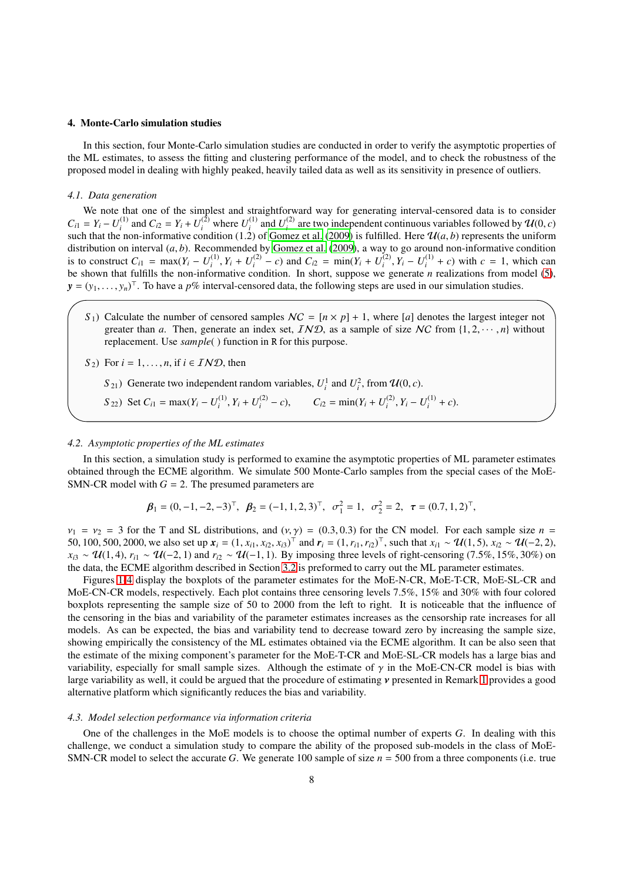## 4. Monte-Carlo simulation studies

In this section, four Monte-Carlo simulation studies are conducted in order to verify the asymptotic properties of the ML estimates, to assess the fitting and clustering performance of the model, and to check the robustness of the proposed model in dealing with highly peaked, heavily tailed data as well as its sensitivity in presence of outliers.

### 4.1. Data generation

We note that one of the simplest and straightforward way for generating interval-censored data is to consider $C_{i1} = Y_i - U_i^{(1)}$ and $C_{i2} = Y_i + U_i^{(2)}$ where $U_i^{(1)}$ and $U_i^{(2)}$ are two independent continuous variables followed by $\mathcal{U}(0, c)$ such that the non-informative condition (1.2) of Gomez et al. (2009) is fulfilled. Here $\mathcal{U}(a, b)$ represents the uniform distribution on interval $(a, b)$. Recommended by Gomez et al. (2009), a way to go around non-informative condition is to construct $C_{i1} = \max(Y_i - U_i^{(1)}, Y_i + U_i^{(2)} - c)$ and $C_{i2} = \min(Y_i + U_i^{(2)}, Y_i - U_i^{(1)} + c)$ with $c = 1$, which can be shown that fulfills the non-informative condition. In short, suppose we generate $n$ realizations from model (5), $\boldsymbol{y} = (y_1, \ldots, y_n)^\top$. To have a $p\%$ interval-censored data, the following steps are used in our simulation studies.

- $S_1$) Calculate the number of censored samples $\mathcal{NC} = [n \times p] + 1$, where $[a]$ denotes the largest integer not greater than $a$. Then, generate an index set, $\mathcal{IND}$, as a sample of size $\mathcal{NC}$ from $\{1, 2, \cdots, n\}$ without replacement. Use *sample*( ) function in R for this purpose.
- $S_2$) For $i = 1, \ldots, n$, if $i \in \mathcal{IND}$, then
  - $S_{21}$) Generate two independent random variables, $U_i^1$ and $U_i^2$, from $\mathcal{U}(0, c)$.
  - $S_{22}$) Set $C_{i1} = \max(Y_i - U_i^{(1)}, Y_i + U_i^{(2)} - c), \qquad C_{i2} = \min(Y_i + U_i^{(2)}, Y_i - U_i^{(1)} + c)$.

### 4.2. Asymptotic properties of the ML estimates

In this section, a simulation study is performed to examine the asymptotic properties of ML parameter estimates obtained through the ECME algorithm. We simulate 500 Monte-Carlo samples from the special cases of the MoE-SMN-CR model with $G = 2$. The presumed parameters are

$$\boldsymbol{\beta}_1 = (0, -1, -2, -3)^\top, \;\; \boldsymbol{\beta}_2 = (-1, 1, 2, 3)^\top, \;\; \sigma_1^2 = 1, \;\; \sigma_2^2 = 2, \;\; \boldsymbol{\tau} = (0.7, 1, 2)^\top,$$

$\nu_1 = \nu_2 = 3$ for the T and SL distributions, and $(\nu, \gamma) = (0.3, 0.3)$ for the CN model. For each sample size $n = 50, 100, 500, 2000$, we also set up $\boldsymbol{x}_i = (1, x_{i1}, x_{i2}, x_{i3})^\top$ and $\boldsymbol{r}_i = (1, r_{i1}, r_{i2})^\top$, such that $x_{i1} \sim \mathcal{U}(1, 5)$, $x_{i2} \sim \mathcal{U}(-2, 2)$, $x_{i3} \sim \mathcal{U}(1, 4)$, $r_{i1} \sim \mathcal{U}(-2, 1)$ and $r_{i2} \sim \mathcal{U}(-1, 1)$. By imposing three levels of right-censoring (7.5%, 15%, 30%) on the data, the ECME algorithm described in Section 3.2 is preformed to carry out the ML parameter estimates.

Figures 1-4 display the boxplots of the parameter estimates for the MoE-N-CR, MoE-T-CR, MoE-SL-CR and MoE-CN-CR models, respectively. Each plot contains three censoring levels 7.5%, 15% and 30% with four colored boxplots representing the sample size of 50 to 2000 from the left to right. It is noticeable that the influence of the censoring in the bias and variability of the parameter estimates increases as the censorship rate increases for all models. As can be expected, the bias and variability tend to decrease toward zero by increasing the sample size, showing empirically the consistency of the ML estimates obtained via the ECME algorithm. It can be also seen that the estimate of the mixing component's parameter for the MoE-T-CR and MoE-SL-CR models has a large bias and variability, especially for small sample sizes. Although the estimate of $\gamma$ in the MoE-CN-CR model is bias with large variability as well, it could be argued that the procedure of estimating $\boldsymbol{\nu}$ presented in Remark 1 provides a good alternative platform which significantly reduces the bias and variability.

### 4.3. Model selection performance via information criteria

One of the challenges in the MoE models is to choose the optimal number of experts $G$. In dealing with this challenge, we conduct a simulation study to compare the ability of the proposed sub-models in the class of MoE-SMN-CR model to select the accurate $G$. We generate 100 sample of size $n = 500$ from a three components (i.e. true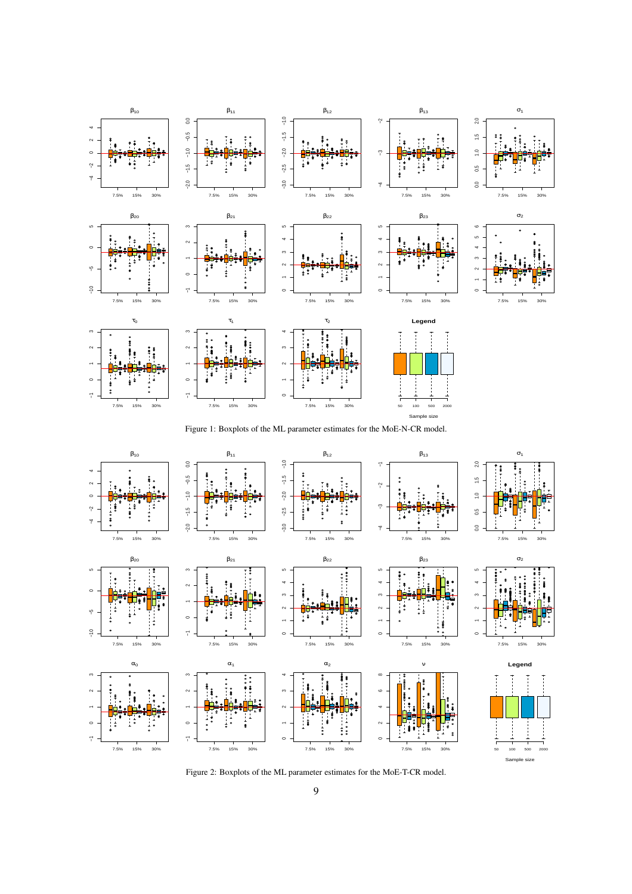Figure 1: Boxplots of the ML parameter estimates for the MoE-N-CR model.

Figure 2: Boxplots of the ML parameter estimates for the MoE-T-CR model.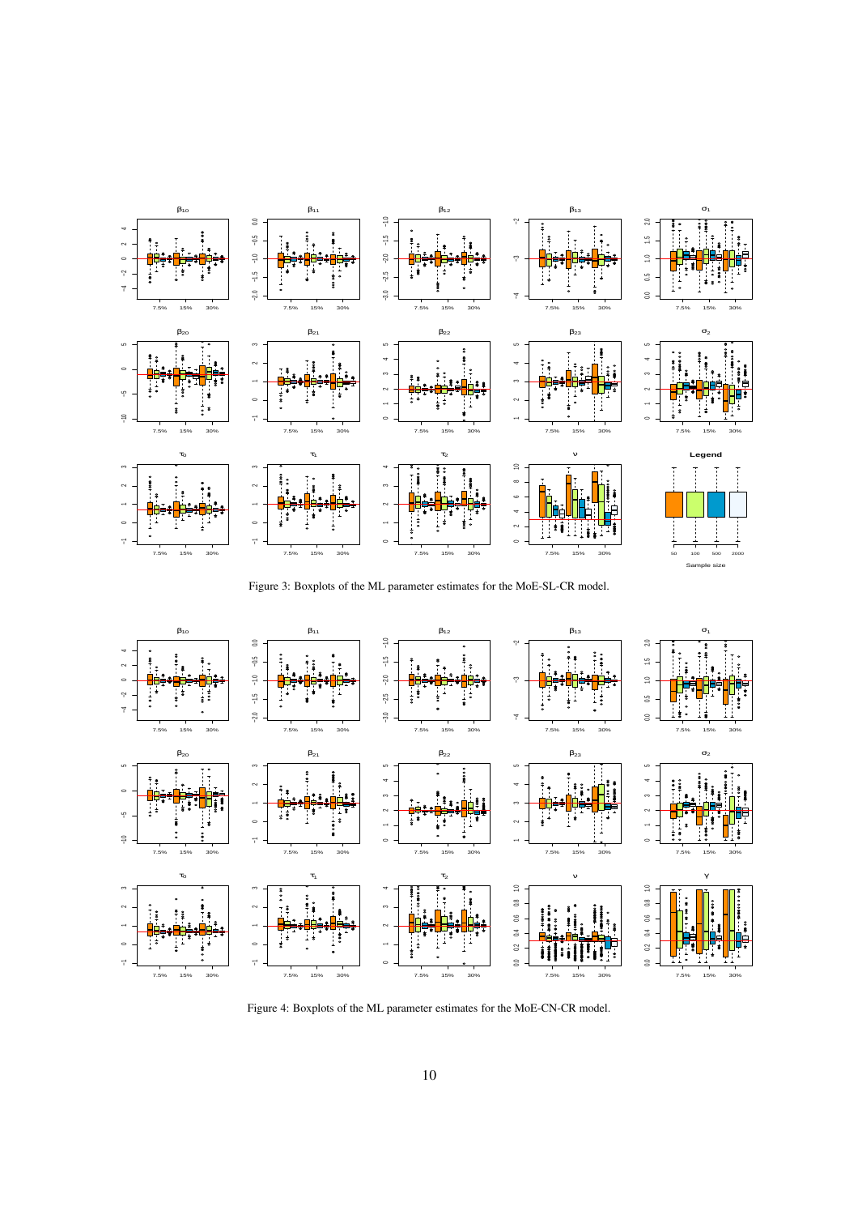Figure 3: Boxplots of the ML parameter estimates for the MoE-SL-CR model.

Figure 4: Boxplots of the ML parameter estimates for the MoE-CN-CR model.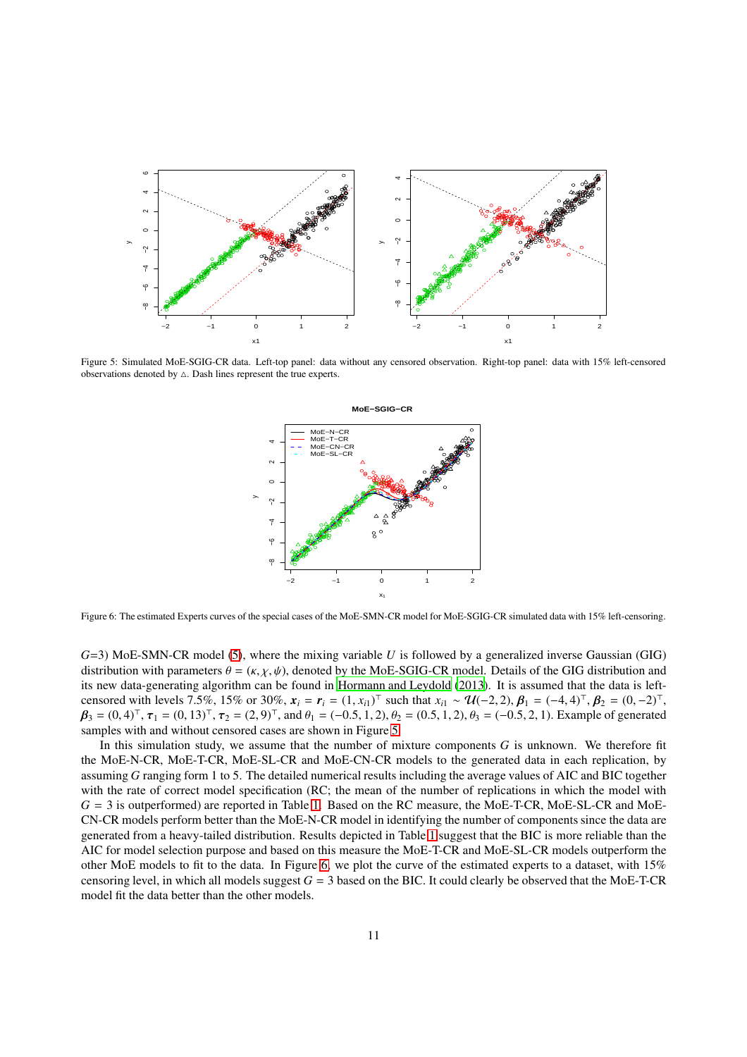Figure 5: Simulated MoE-SGIG-CR data. Left-top panel: data without any censored observation. Right-top panel: data with 15% left-censored observations denoted by △. Dash lines represent the true experts.

Figure 6: The estimated Experts curves of the special cases of the MoE-SMN-CR model for MoE-SGIG-CR simulated data with 15% left-censoring.

$G$=3) MoE-SMN-CR model (5), where the mixing variable $U$ is followed by a generalized inverse Gaussian (GIG) distribution with parameters $\theta = (\kappa, \chi, \psi)$, denoted by the MoE-SGIG-CR model. Details of the GIG distribution and its new data-generating algorithm can be found in Hormann and Leydold (2013). It is assumed that the data is left-censored with levels 7.5%, 15% or 30%, $\boldsymbol{x}_i = \boldsymbol{r}_i = (1, x_{i1})^\top$ such that $x_{i1} \sim \mathcal{U}(-2, 2)$, $\boldsymbol{\beta}_1 = (-4, 4)^\top$, $\boldsymbol{\beta}_2 = (0, -2)^\top$, $\boldsymbol{\beta}_3 = (0, 4)^\top$, $\boldsymbol{\tau}_1 = (0, 13)^\top$, $\boldsymbol{\tau}_2 = (2, 9)^\top$, and $\theta_1 = (-0.5, 1, 2)$, $\theta_2 = (0.5, 1, 2)$, $\theta_3 = (-0.5, 2, 1)$. Example of generated samples with and without censored cases are shown in Figure 5.

In this simulation study, we assume that the number of mixture components $G$ is unknown. We therefore fit the MoE-N-CR, MoE-T-CR, MoE-SL-CR and MoE-CN-CR models to the generated data in each replication, by assuming $G$ ranging form 1 to 5. The detailed numerical results including the average values of AIC and BIC together with the rate of correct model specification (RC; the mean of the number of replications in which the model with $G = 3$ is outperformed) are reported in Table 1. Based on the RC measure, the MoE-T-CR, MoE-SL-CR and MoE-CN-CR models perform better than the MoE-N-CR model in identifying the number of components since the data are generated from a heavy-tailed distribution. Results depicted in Table 1 suggest that the BIC is more reliable than the AIC for model selection purpose and based on this measure the MoE-T-CR and MoE-SL-CR models outperform the other MoE models to fit to the data. In Figure 6, we plot the curve of the estimated experts to a dataset, with 15% censoring level, in which all models suggest $G = 3$ based on the BIC. It could clearly be observed that the MoE-T-CR model fit the data better than the other models.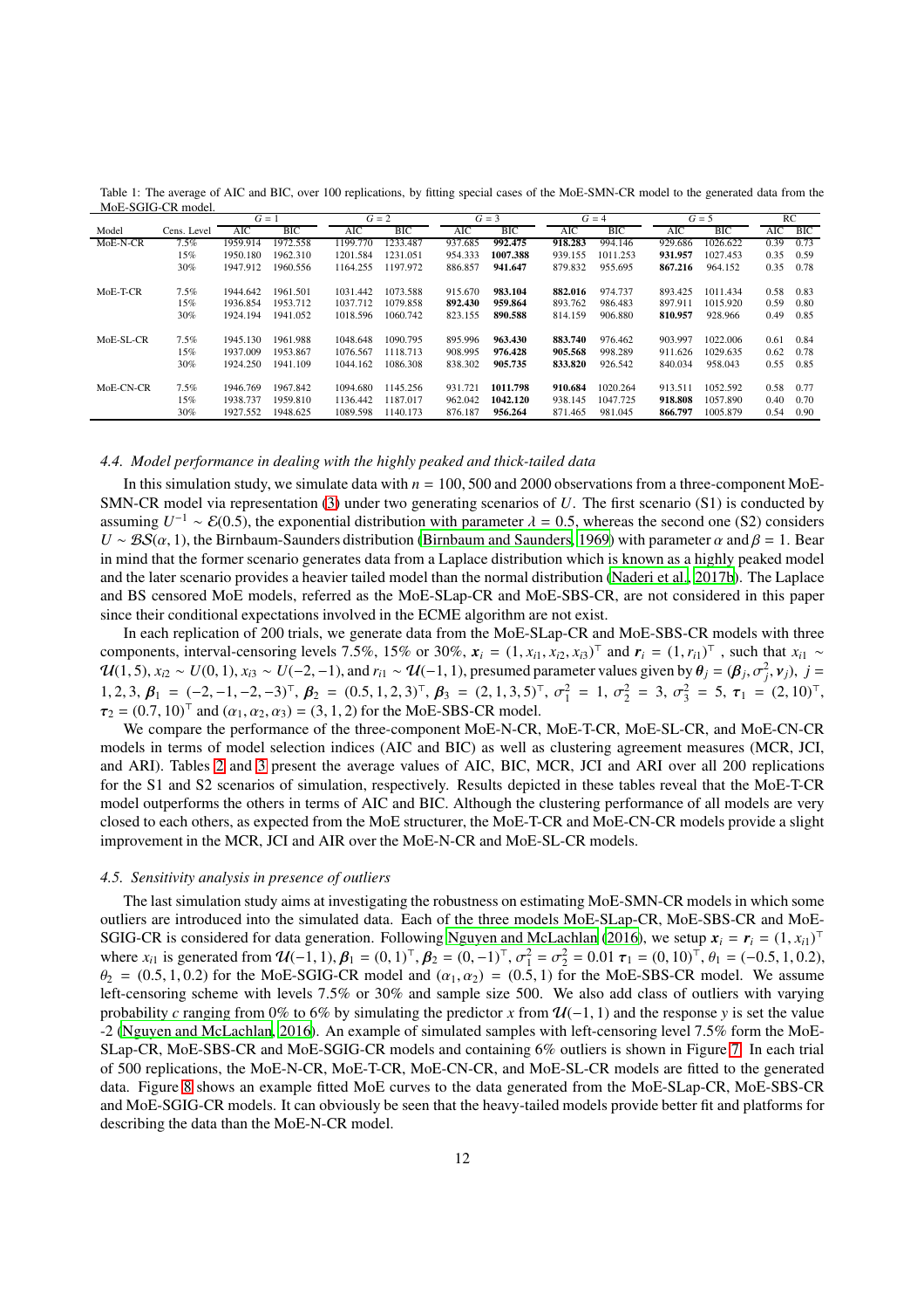Table 1: The average of AIC and BIC, over 100 replications, by fitting special cases of the MoE-SMN-CR model to the generated data from the MoE-SGIG-CR model.

| Model | Cens. Level | $G=1$ | | $G=2$ | | $G=3$ | | $G=4$ | | $G=5$ | | RC | |
|---|---|---|---|---|---|---|---|---|---|---|---|---|---|
| | | AIC | BIC | AIC | BIC | AIC | BIC | AIC | BIC | AIC | BIC | AIC | BIC |
| MoE-N-CR | 7.5% | 1959.914 | 1972.558 | 1199.770 | 1233.487 | 937.685 | **992.475** | **918.283** | 994.146 | 929.686 | 1026.622 | 0.39 | 0.73 |
| | 15% | 1950.180 | 1962.310 | 1201.584 | 1231.051 | 954.333 | **1007.388** | 939.155 | 1011.253 | **931.957** | 1027.453 | 0.35 | 0.59 |
| | 30% | 1947.912 | 1960.556 | 1164.255 | 1197.972 | 886.857 | **941.647** | 879.832 | 955.695 | **867.216** | 964.152 | 0.35 | 0.78 |
| MoE-T-CR | 7.5% | 1944.642 | 1961.501 | 1031.442 | 1073.588 | 915.670 | **983.104** | **882.016** | 974.737 | 893.425 | 1011.434 | 0.58 | 0.83 |
| | 15% | 1936.854 | 1953.712 | 1037.712 | 1079.858 | **892.430** | **959.864** | 893.762 | 986.483 | 897.911 | 1015.920 | 0.59 | 0.80 |
| | 30% | 1924.194 | 1941.052 | 1018.596 | 1060.742 | 823.155 | **890.588** | 814.159 | 906.880 | **810.957** | 928.966 | 0.49 | 0.85 |
| MoE-SL-CR | 7.5% | 1945.130 | 1961.988 | 1048.648 | 1090.795 | 895.996 | **963.430** | **883.740** | 976.462 | 903.997 | 1022.006 | 0.61 | 0.84 |
| | 15% | 1937.009 | 1953.867 | 1076.567 | 1118.713 | 908.995 | **976.428** | **905.568** | 998.289 | 911.626 | 1029.635 | 0.62 | 0.78 |
| | 30% | 1924.250 | 1941.109 | 1044.162 | 1086.308 | 838.302 | **905.735** | **833.820** | 926.542 | 840.034 | 958.043 | 0.55 | 0.85 |
| MoE-CN-CR | 7.5% | 1946.769 | 1967.842 | 1094.680 | 1145.256 | 931.721 | **1011.798** | **910.684** | 1020.264 | 913.511 | 1052.592 | 0.58 | 0.77 |
| | 15% | 1938.737 | 1959.810 | 1136.442 | 1187.017 | 962.042 | **1042.120** | 938.145 | 1047.725 | **918.808** | 1057.890 | 0.40 | 0.70 |
| | 30% | 1927.552 | 1948.625 | 1089.598 | 1140.173 | 876.187 | **956.264** | 871.465 | 981.045 | **866.797** | 1005.879 | 0.54 | 0.90 |

### 4.4. Model performance in dealing with the highly peaked and thick-tailed data

In this simulation study, we simulate data with $n = 100, 500$ and $2000$ observations from a three-component MoE-SMN-CR model via representation (3) under two generating scenarios of $U$. The first scenario (S1) is conducted by assuming $U^{-1} \sim \mathcal{E}(0.5)$, the exponential distribution with parameter $\lambda = 0.5$, whereas the second one (S2) considers $U \sim \mathcal{BS}(\alpha, 1)$, the Birnbaum-Saunders distribution (Birnbaum and Saunders, 1969) with parameter $\alpha$ and $\beta = 1$. Bear in mind that the former scenario generates data from a Laplace distribution which is known as a highly peaked model and the later scenario provides a heavier tailed model than the normal distribution (Naderi et al., 2017b). The Laplace and BS censored MoE models, referred as the MoE-SLap-CR and MoE-SBS-CR, are not considered in this paper since their conditional expectations involved in the ECME algorithm are not exist.

In each replication of 200 trials, we generate data from the MoE-SLap-CR and MoE-SBS-CR models with three components, interval-censoring levels 7.5%, 15% or 30%, $\boldsymbol{x}_i = (1, x_{i1}, x_{i2}, x_{i3})^\top$ and $\boldsymbol{r}_i = (1, r_{i1})^\top$ , such that $x_{i1} \sim \mathcal{U}(1, 5)$, $x_{i2} \sim U(0, 1)$, $x_{i3} \sim U(-2, -1)$, and $r_{i1} \sim \mathcal{U}(-1, 1)$, presumed parameter values given by $\boldsymbol{\theta}_j = (\boldsymbol{\beta}_j, \sigma_j^2, \boldsymbol{\nu}_j)$, $j = 1, 2, 3$, $\boldsymbol{\beta}_1 = (-2, -1, -2, -3)^\top$, $\boldsymbol{\beta}_2 = (0.5, 1, 2, 3)^\top$, $\boldsymbol{\beta}_3 = (2, 1, 3, 5)^\top$, $\sigma_1^2 = 1$, $\sigma_2^2 = 3$, $\sigma_3^2 = 5$, $\boldsymbol{\tau}_1 = (2, 10)^\top$, $\boldsymbol{\tau}_2 = (0.7, 10)^\top$ and $(\alpha_1, \alpha_2, \alpha_3) = (3, 1, 2)$ for the MoE-SBS-CR model.

We compare the performance of the three-component MoE-N-CR, MoE-T-CR, MoE-SL-CR, and MoE-CN-CR models in terms of model selection indices (AIC and BIC) as well as clustering agreement measures (MCR, JCI, and ARI). Tables 2 and 3 present the average values of AIC, BIC, MCR, JCI and ARI over all 200 replications for the S1 and S2 scenarios of simulation, respectively. Results depicted in these tables reveal that the MoE-T-CR model outperforms the others in terms of AIC and BIC. Although the clustering performance of all models are very closed to each others, as expected from the MoE structurer, the MoE-T-CR and MoE-CN-CR models provide a slight improvement in the MCR, JCI and AIR over the MoE-N-CR and MoE-SL-CR models.

### 4.5. Sensitivity analysis in presence of outliers

The last simulation study aims at investigating the robustness on estimating MoE-SMN-CR models in which some outliers are introduced into the simulated data. Each of the three models MoE-SLap-CR, MoE-SBS-CR and MoE-SGIG-CR is considered for data generation. Following Nguyen and McLachlan (2016), we setup $\boldsymbol{x}_i = \boldsymbol{r}_i = (1, x_{i1})^\top$ where $x_{i1}$ is generated from $\mathcal{U}(-1, 1)$, $\boldsymbol{\beta}_1 = (0, 1)^\top$, $\boldsymbol{\beta}_2 = (0, -1)^\top$, $\sigma_1^2 = \sigma_2^2 = 0.01$ $\boldsymbol{\tau}_1 = (0, 10)^\top$, $\theta_1 = (-0.5, 1, 0.2)$, $\theta_2 = (0.5, 1, 0.2)$ for the MoE-SGIG-CR model and $(\alpha_1, \alpha_2) = (0.5, 1)$ for the MoE-SBS-CR model. We assume left-censoring scheme with levels 7.5% or 30% and sample size 500. We also add class of outliers with varying probability $c$ ranging from 0% to 6% by simulating the predictor $x$ from $\mathcal{U}(-1, 1)$ and the response $y$ is set the value -2 (Nguyen and McLachlan, 2016). An example of simulated samples with left-censoring level 7.5% form the MoE-SLap-CR, MoE-SBS-CR and MoE-SGIG-CR models and containing 6% outliers is shown in Figure 7. In each trial of 500 replications, the MoE-N-CR, MoE-T-CR, MoE-CN-CR, and MoE-SL-CR models are fitted to the generated data. Figure 8 shows an example fitted MoE curves to the data generated from the MoE-SLap-CR, MoE-SBS-CR and MoE-SGIG-CR models. It can obviously be seen that the heavy-tailed models provide better fit and platforms for describing the data than the MoE-N-CR model.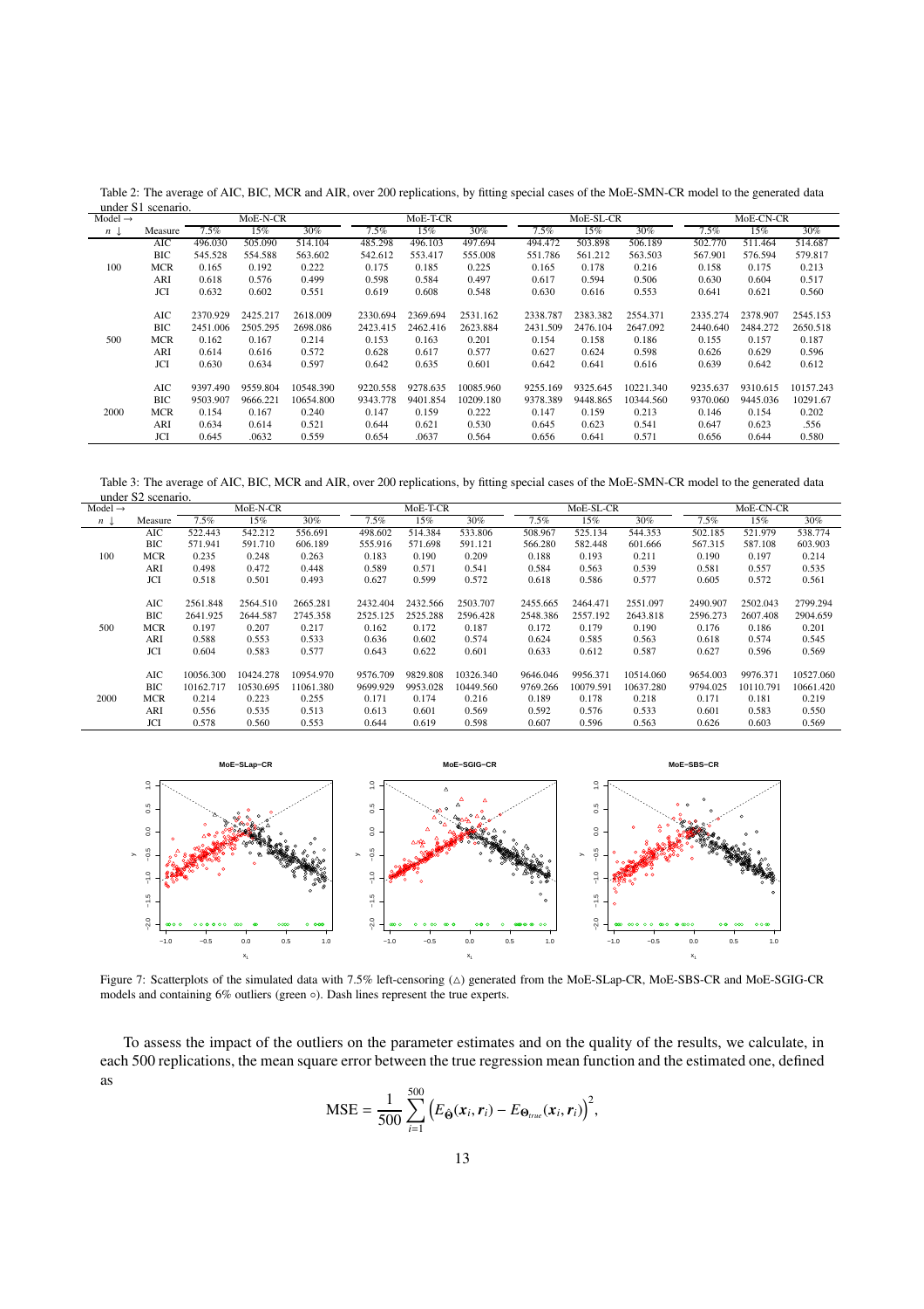Table 2: The average of AIC, BIC, MCR and AIR, over 200 replications, by fitting special cases of the MoE-SMN-CR model to the generated data under S1 scenario.

| Model → | | MoE-N-CR | | | MoE-T-CR | | | MoE-SL-CR | | | MoE-CN-CR | | |
|---|---|---|---|---|---|---|---|---|---|---|---|---|---|
| $n$ ↓ | Measure | 7.5% | 15% | 30% | 7.5% | 15% | 30% | 7.5% | 15% | 30% | 7.5% | 15% | 30% |
| 100 | AIC | 496.030 | 505.090 | 514.104 | 485.298 | 496.103 | 497.694 | 494.472 | 503.898 | 506.189 | 502.770 | 511.464 | 514.687 |
| | BIC | 545.528 | 554.588 | 563.602 | 542.612 | 553.417 | 555.008 | 551.786 | 561.212 | 563.503 | 567.901 | 576.594 | 579.817 |
| | MCR | 0.165 | 0.192 | 0.222 | 0.175 | 0.185 | 0.225 | 0.165 | 0.178 | 0.216 | 0.158 | 0.175 | 0.213 |
| | ARI | 0.618 | 0.576 | 0.499 | 0.598 | 0.584 | 0.497 | 0.617 | 0.594 | 0.506 | 0.630 | 0.604 | 0.517 |
| | JCI | 0.632 | 0.602 | 0.551 | 0.619 | 0.608 | 0.548 | 0.630 | 0.616 | 0.553 | 0.641 | 0.621 | 0.560 |
| 500 | AIC | 2370.929 | 2425.217 | 2618.009 | 2330.694 | 2369.694 | 2531.162 | 2338.787 | 2383.382 | 2554.371 | 2335.274 | 2378.907 | 2545.153 |
| | BIC | 2451.006 | 2505.295 | 2698.086 | 2423.415 | 2462.416 | 2623.884 | 2431.509 | 2476.104 | 2647.092 | 2440.640 | 2484.272 | 2650.518 |
| | MCR | 0.162 | 0.167 | 0.214 | 0.153 | 0.163 | 0.201 | 0.154 | 0.158 | 0.186 | 0.155 | 0.157 | 0.187 |
| | ARI | 0.614 | 0.616 | 0.572 | 0.628 | 0.617 | 0.577 | 0.627 | 0.624 | 0.598 | 0.626 | 0.629 | 0.596 |
| | JCI | 0.630 | 0.634 | 0.597 | 0.642 | 0.635 | 0.601 | 0.642 | 0.641 | 0.616 | 0.639 | 0.642 | 0.612 |
| 2000 | AIC | 9397.490 | 9559.804 | 10548.390 | 9220.558 | 9278.635 | 10085.960 | 9255.169 | 9325.645 | 10221.340 | 9235.637 | 9310.615 | 10157.243 |
| | BIC | 9503.907 | 9666.221 | 10654.800 | 9343.778 | 9401.854 | 10209.180 | 9378.389 | 9448.865 | 10344.560 | 9370.060 | 9445.036 | 10291.67 |
| | MCR | 0.154 | 0.167 | 0.240 | 0.147 | 0.159 | 0.222 | 0.147 | 0.159 | 0.213 | 0.146 | 0.154 | 0.202 |
| | ARI | 0.634 | 0.614 | 0.521 | 0.644 | 0.621 | 0.530 | 0.645 | 0.623 | 0.541 | 0.647 | 0.623 | .556 |
| | JCI | 0.645 | .0632 | 0.559 | 0.654 | .0637 | 0.564 | 0.656 | 0.641 | 0.571 | 0.656 | 0.644 | 0.580 |

Table 3: The average of AIC, BIC, MCR and AIR, over 200 replications, by fitting special cases of the MoE-SMN-CR model to the generated data under S2 scenario.

| Model → | | MoE-N-CR | | | MoE-T-CR | | | MoE-SL-CR | | | MoE-CN-CR | | |
|---|---|---|---|---|---|---|---|---|---|---|---|---|---|
| $n$ ↓ | Measure | 7.5% | 15% | 30% | 7.5% | 15% | 30% | 7.5% | 15% | 30% | 7.5% | 15% | 30% |
| 100 | AIC | 522.443 | 542.212 | 556.691 | 498.602 | 514.384 | 533.806 | 508.967 | 525.134 | 544.353 | 502.185 | 521.979 | 538.774 |
| | BIC | 571.941 | 591.710 | 606.189 | 555.916 | 571.698 | 591.121 | 566.280 | 582.448 | 601.666 | 567.315 | 587.108 | 603.903 |
| | MCR | 0.235 | 0.248 | 0.263 | 0.183 | 0.190 | 0.209 | 0.188 | 0.193 | 0.211 | 0.190 | 0.197 | 0.214 |
| | ARI | 0.498 | 0.472 | 0.448 | 0.589 | 0.571 | 0.541 | 0.584 | 0.563 | 0.539 | 0.581 | 0.557 | 0.535 |
| | JCI | 0.518 | 0.501 | 0.493 | 0.627 | 0.599 | 0.572 | 0.618 | 0.586 | 0.577 | 0.605 | 0.572 | 0.561 |
| 500 | AIC | 2561.848 | 2564.510 | 2665.281 | 2432.404 | 2432.566 | 2503.707 | 2455.665 | 2464.471 | 2551.097 | 2490.907 | 2502.043 | 2799.294 |
| | BIC | 2641.925 | 2644.587 | 2745.358 | 2525.125 | 2525.288 | 2596.428 | 2548.386 | 2557.192 | 2643.818 | 2596.273 | 2607.408 | 2904.659 |
| | MCR | 0.197 | 0.207 | 0.217 | 0.162 | 0.172 | 0.187 | 0.172 | 0.179 | 0.190 | 0.176 | 0.186 | 0.201 |
| | ARI | 0.588 | 0.553 | 0.533 | 0.636 | 0.602 | 0.574 | 0.624 | 0.585 | 0.563 | 0.618 | 0.574 | 0.545 |
| | JCI | 0.604 | 0.583 | 0.577 | 0.643 | 0.622 | 0.601 | 0.633 | 0.612 | 0.587 | 0.627 | 0.596 | 0.569 |
| 2000 | AIC | 10056.300 | 10424.278 | 10954.970 | 9576.709 | 9829.808 | 10326.340 | 9646.046 | 9956.371 | 10514.060 | 9654.003 | 9976.371 | 10527.060 |
| | BIC | 10162.717 | 10530.695 | 11061.380 | 9699.929 | 9953.028 | 10449.560 | 9769.266 | 10079.591 | 10637.280 | 9794.025 | 10110.791 | 10661.420 |
| | MCR | 0.214 | 0.223 | 0.255 | 0.171 | 0.174 | 0.216 | 0.189 | 0.178 | 0.218 | 0.171 | 0.181 | 0.219 |
| | ARI | 0.556 | 0.535 | 0.513 | 0.613 | 0.601 | 0.569 | 0.592 | 0.576 | 0.533 | 0.601 | 0.583 | 0.550 |
| | JCI | 0.578 | 0.560 | 0.553 | 0.644 | 0.619 | 0.598 | 0.607 | 0.596 | 0.563 | 0.626 | 0.603 | 0.569 |

Figure 7: Scatterplots of the simulated data with 7.5% left-censoring (△) generated from the MoE-SLap-CR, MoE-SBS-CR and MoE-SGIG-CR models and containing 6% outliers (green ∘). Dash lines represent the true experts.

To assess the impact of the outliers on the parameter estimates and on the quality of the results, we calculate, in each 500 replications, the mean square error between the true regression mean function and the estimated one, defined as

$$\text{MSE} = \frac{1}{500}\sum_{i=1}^{500}\left(E_{\hat{\Theta}}(\boldsymbol{x}_i, \boldsymbol{r}_i) - E_{\Theta_{true}}(\boldsymbol{x}_i, \boldsymbol{r}_i)\right)^2,$$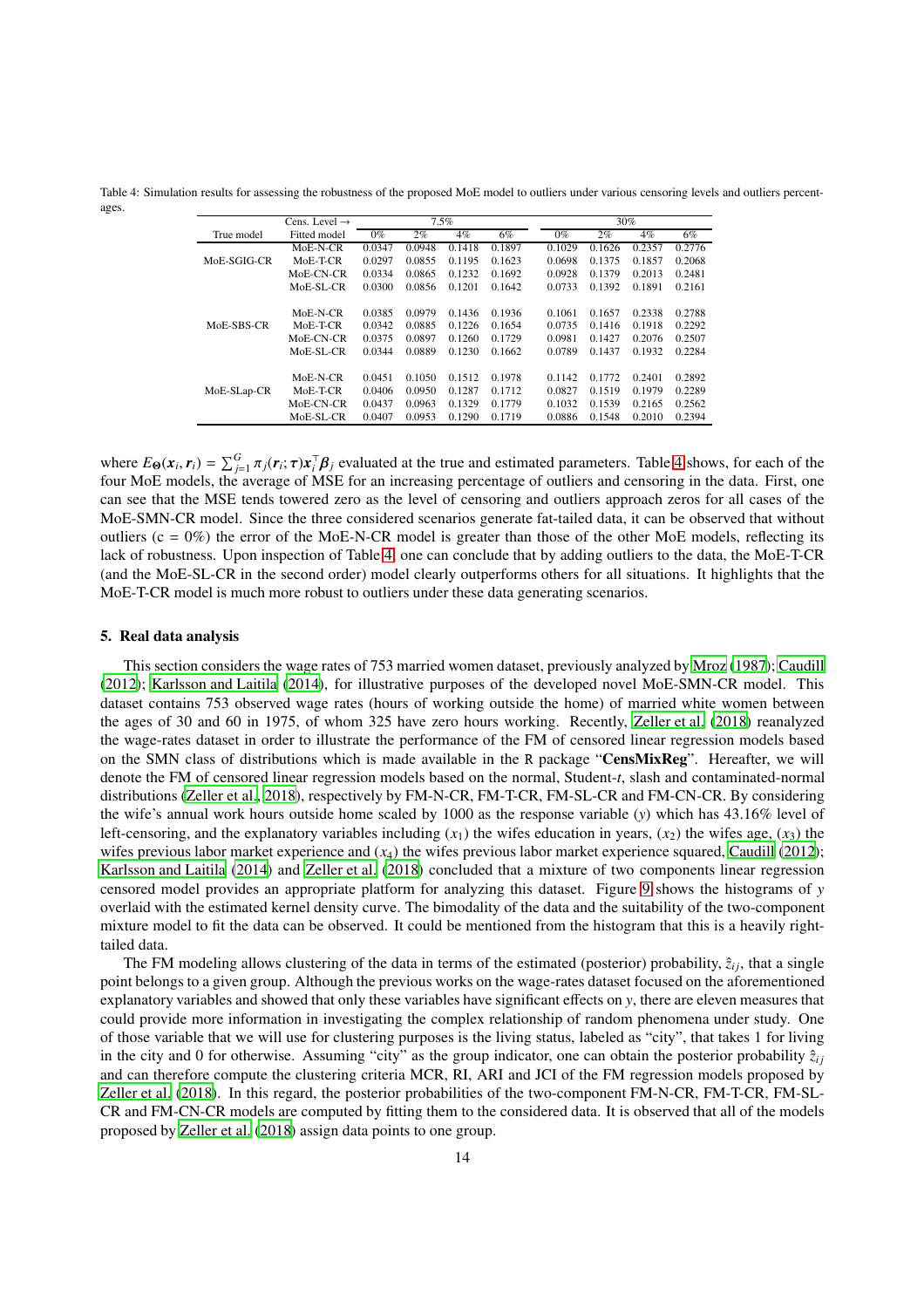Table 4: Simulation results for assessing the robustness of the proposed MoE model to outliers under various censoring levels and outliers percentages.

| | Cens. Level → | 7.5% | | | | 30% | | | |
|---|---|---|---|---|---|---|---|---|---|
| True model | Fitted model | 0% | 2% | 4% | 6% | 0% | 2% | 4% | 6% |
| MoE-SGIG-CR | MoE-N-CR | 0.0347 | 0.0948 | 0.1418 | 0.1897 | 0.1029 | 0.1626 | 0.2357 | 0.2776 |
| | MoE-T-CR | 0.0297 | 0.0855 | 0.1195 | 0.1623 | 0.0698 | 0.1375 | 0.1857 | 0.2068 |
| | MoE-CN-CR | 0.0334 | 0.0865 | 0.1232 | 0.1692 | 0.0928 | 0.1379 | 0.2013 | 0.2481 |
| | MoE-SL-CR | 0.0300 | 0.0856 | 0.1201 | 0.1642 | 0.0733 | 0.1392 | 0.1891 | 0.2161 |
| MoE-SBS-CR | MoE-N-CR | 0.0385 | 0.0979 | 0.1436 | 0.1936 | 0.1061 | 0.1657 | 0.2338 | 0.2788 |
| | MoE-T-CR | 0.0342 | 0.0885 | 0.1226 | 0.1654 | 0.0735 | 0.1416 | 0.1918 | 0.2292 |
| | MoE-CN-CR | 0.0375 | 0.0897 | 0.1260 | 0.1729 | 0.0981 | 0.1427 | 0.2076 | 0.2507 |
| | MoE-SL-CR | 0.0344 | 0.0889 | 0.1230 | 0.1662 | 0.0789 | 0.1437 | 0.1932 | 0.2284 |
| MoE-SLap-CR | MoE-N-CR | 0.0451 | 0.1050 | 0.1512 | 0.1978 | 0.1142 | 0.1772 | 0.2401 | 0.2892 |
| | MoE-T-CR | 0.0406 | 0.0950 | 0.1287 | 0.1712 | 0.0827 | 0.1519 | 0.1979 | 0.2289 |
| | MoE-CN-CR | 0.0437 | 0.0963 | 0.1329 | 0.1779 | 0.1032 | 0.1539 | 0.2165 | 0.2562 |
| | MoE-SL-CR | 0.0407 | 0.0953 | 0.1290 | 0.1719 | 0.0886 | 0.1548 | 0.2010 | 0.2394 |

where $E_{\Theta}(\boldsymbol{x}_i, \boldsymbol{r}_i) = \sum_{j=1}^{G} \pi_j(\boldsymbol{r}_i; \boldsymbol{\tau})\boldsymbol{x}_i^{\top}\boldsymbol{\beta}_j$ evaluated at the true and estimated parameters. Table 4 shows, for each of the four MoE models, the average of MSE for an increasing percentage of outliers and censoring in the data. First, one can see that the MSE tends towered zero as the level of censoring and outliers approach zeros for all cases of the MoE-SMN-CR model. Since the three considered scenarios generate fat-tailed data, it can be observed that without outliers (c = 0%) the error of the MoE-N-CR model is greater than those of the other MoE models, reflecting its lack of robustness. Upon inspection of Table 4, one can conclude that by adding outliers to the data, the MoE-T-CR (and the MoE-SL-CR in the second order) model clearly outperforms others for all situations. It highlights that the MoE-T-CR model is much more robust to outliers under these data generating scenarios.

## 5. Real data analysis

This section considers the wage rates of 753 married women dataset, previously analyzed by Mroz (1987); Caudill (2012); Karlsson and Laitila (2014), for illustrative purposes of the developed novel MoE-SMN-CR model. This dataset contains 753 observed wage rates (hours of working outside the home) of married white women between the ages of 30 and 60 in 1975, of whom 325 have zero hours working. Recently, Zeller et al. (2018) reanalyzed the wage-rates dataset in order to illustrate the performance of the FM of censored linear regression models based on the SMN class of distributions which is made available in the R package "**CensMixReg**". Hereafter, we will denote the FM of censored linear regression models based on the normal, Student-$t$, slash and contaminated-normal distributions (Zeller et al., 2018), respectively by FM-N-CR, FM-T-CR, FM-SL-CR and FM-CN-CR. By considering the wife's annual work hours outside home scaled by 1000 as the response variable ($y$) which has 43.16% level of left-censoring, and the explanatory variables including ($x_1$) the wifes education in years, ($x_2$) the wifes age, ($x_3$) the wifes previous labor market experience and ($x_4$) the wifes previous labor market experience squared, Caudill (2012); Karlsson and Laitila (2014) and Zeller et al. (2018) concluded that a mixture of two components linear regression censored model provides an appropriate platform for analyzing this dataset. Figure 9 shows the histograms of $y$ overlaid with the estimated kernel density curve. The bimodality of the data and the suitability of the two-component mixture model to fit the data can be observed. It could be mentioned from the histogram that this is a heavily right-tailed data.

The FM modeling allows clustering of the data in terms of the estimated (posterior) probability, $\hat{z}_{ij}$, that a single point belongs to a given group. Although the previous works on the wage-rates dataset focused on the aforementioned explanatory variables and showed that only these variables have significant effects on $y$, there are eleven measures that could provide more information in investigating the complex relationship of random phenomena under study. One of those variable that we will use for clustering purposes is the living status, labeled as "city", that takes 1 for living in the city and 0 for otherwise. Assuming "city" as the group indicator, one can obtain the posterior probability $\hat{z}_{ij}$ and can therefore compute the clustering criteria MCR, RI, ARI and JCI of the FM regression models proposed by Zeller et al. (2018). In this regard, the posterior probabilities of the two-component FM-N-CR, FM-T-CR, FM-SL-CR and FM-CN-CR models are computed by fitting them to the considered data. It is observed that all of the models proposed by Zeller et al. (2018) assign data points to one group.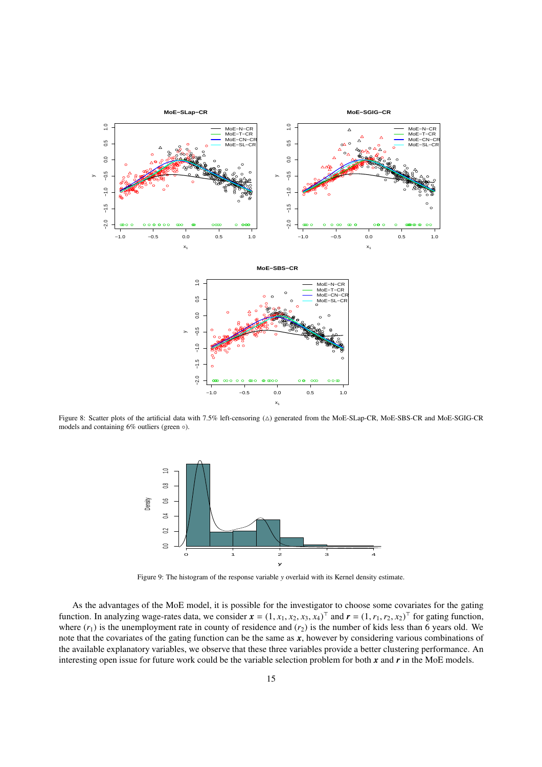Figure 8: Scatter plots of the artificial data with 7.5% left-censoring (△) generated from the MoE-SLap-CR, MoE-SBS-CR and MoE-SGIG-CR models and containing 6% outliers (green ∘).

Figure 9: The histogram of the response variable $y$ overlaid with its Kernel density estimate.

As the advantages of the MoE model, it is possible for the investigator to choose some covariates for the gating function. In analyzing wage-rates data, we consider $\boldsymbol{x} = (1, x_1, x_2, x_3, x_4)^\top$ and $\boldsymbol{r} = (1, r_1, r_2, x_2)^\top$ for gating function, where $(r_1)$ is the unemployment rate in county of residence and $(r_2)$ is the number of kids less than 6 years old. We note that the covariates of the gating function can be the same as $\boldsymbol{x}$, however by considering various combinations of the available explanatory variables, we observe that these three variables provide a better clustering performance. An interesting open issue for future work could be the variable selection problem for both $\boldsymbol{x}$ and $\boldsymbol{r}$ in the MoE models.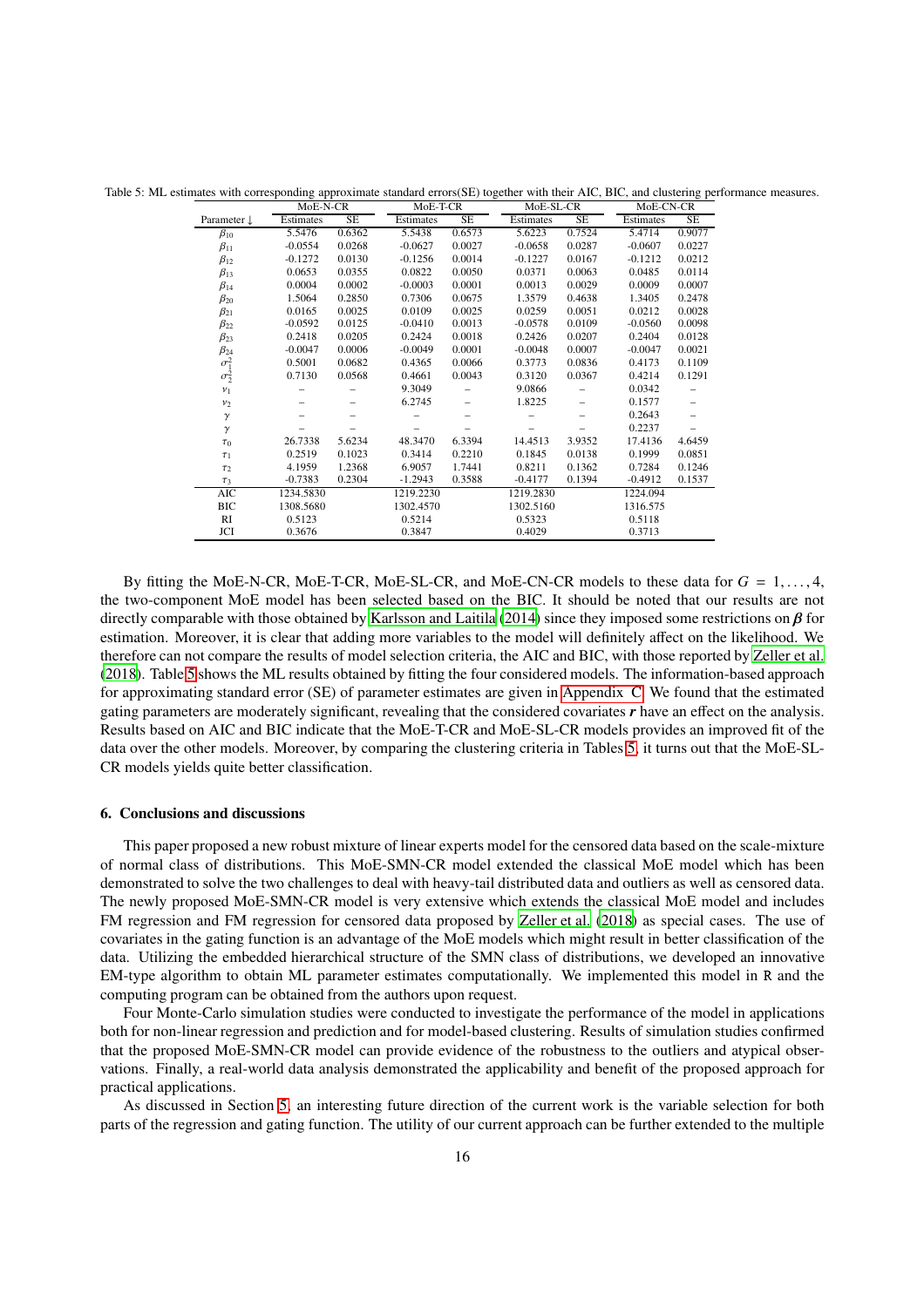Table 5: ML estimates with corresponding approximate standard errors(SE) together with their AIC, BIC, and clustering performance measures.

| | MoE-N-CR | | MoE-T-CR | | MoE-SL-CR | | MoE-CN-CR | |
|---|---|---|---|---|---|---|---|---|
| Parameter ↓ | Estimates | SE | Estimates | SE | Estimates | SE | Estimates | SE |
| $\beta_{10}$ | 5.5476 | 0.6362 | 5.5438 | 0.6573 | 5.6223 | 0.7524 | 5.4714 | 0.9077 |
| $\beta_{11}$ | -0.0554 | 0.0268 | -0.0627 | 0.0027 | -0.0658 | 0.0287 | -0.0607 | 0.0227 |
| $\beta_{12}$ | -0.1272 | 0.0130 | -0.1256 | 0.0014 | -0.1227 | 0.0167 | -0.1212 | 0.0212 |
| $\beta_{13}$ | 0.0653 | 0.0355 | 0.0822 | 0.0050 | 0.0371 | 0.0063 | 0.0485 | 0.0114 |
| $\beta_{14}$ | 0.0004 | 0.0002 | -0.0003 | 0.0001 | 0.0013 | 0.0029 | 0.0009 | 0.0007 |
| $\beta_{20}$ | 1.5064 | 0.2850 | 0.7306 | 0.0675 | 1.3579 | 0.4638 | 1.3405 | 0.2478 |
| $\beta_{21}$ | 0.0165 | 0.0025 | 0.0109 | 0.0025 | 0.0259 | 0.0051 | 0.0212 | 0.0028 |
| $\beta_{22}$ | -0.0592 | 0.0125 | -0.0410 | 0.0013 | -0.0578 | 0.0109 | -0.0560 | 0.0098 |
| $\beta_{23}$ | 0.2418 | 0.0205 | 0.2424 | 0.0018 | 0.2426 | 0.0207 | 0.2404 | 0.0128 |
| $\beta_{24}$ | -0.0047 | 0.0006 | -0.0049 | 0.0001 | -0.0048 | 0.0007 | -0.0047 | 0.0021 |
| $\sigma_1^2$ | 0.5001 | 0.0682 | 0.4365 | 0.0066 | 0.3773 | 0.0836 | 0.4173 | 0.1109 |
| $\sigma_2^2$ | 0.7130 | 0.0568 | 0.4661 | 0.0043 | 0.3120 | 0.0367 | 0.4214 | 0.1291 |
| $\nu_1$ | – | – | 9.3049 | – | 9.0866 | – | 0.0342 | – |
| $\nu_2$ | – | – | 6.2745 | – | 1.8225 | – | 0.1577 | – |
| $\gamma$ | – | – | – | – | – | – | 0.2643 | – |
| $\gamma$ | – | – | – | – | – | – | 0.2237 | – |
| $\tau_0$ | 26.7338 | 5.6234 | 48.3470 | 6.3394 | 14.4513 | 3.9352 | 17.4136 | 4.6459 |
| $\tau_1$ | 0.2519 | 0.1023 | 0.3414 | 0.2210 | 0.1845 | 0.0138 | 0.1999 | 0.0851 |
| $\tau_2$ | 4.1959 | 1.2368 | 6.9057 | 1.7441 | 0.8211 | 0.1362 | 0.7284 | 0.1246 |
| $\tau_3$ | -0.7383 | 0.2304 | -1.2943 | 0.3588 | -0.4177 | 0.1394 | -0.4912 | 0.1537 |
| AIC | 1234.5830 | | 1219.2230 | | 1219.2830 | | 1224.094 | |
| BIC | 1308.5680 | | 1302.4570 | | 1302.5160 | | 1316.575 | |
| RI | 0.5123 | | 0.5214 | | 0.5323 | | 0.5118 | |
| JCI | 0.3676 | | 0.3847 | | 0.4029 | | 0.3713 | |

By fitting the MoE-N-CR, MoE-T-CR, MoE-SL-CR, and MoE-CN-CR models to these data for $G = 1, \dots, 4$, the two-component MoE model has been selected based on the BIC. It should be noted that our results are not directly comparable with those obtained by Karlsson and Laitila (2014) since they imposed some restrictions on $\boldsymbol{\beta}$ for estimation. Moreover, it is clear that adding more variables to the model will definitely affect on the likelihood. We therefore can not compare the results of model selection criteria, the AIC and BIC, with those reported by Zeller et al. (2018). Table 5 shows the ML results obtained by fitting the four considered models. The information-based approach for approximating standard error (SE) of parameter estimates are given in Appendix C. We found that the estimated gating parameters are moderately significant, revealing that the considered covariates $\boldsymbol{r}$ have an effect on the analysis. Results based on AIC and BIC indicate that the MoE-T-CR and MoE-SL-CR models provides an improved fit of the data over the other models. Moreover, by comparing the clustering criteria in Tables 5, it turns out that the MoE-SL-CR models yields quite better classification.

## 6. Conclusions and discussions

This paper proposed a new robust mixture of linear experts model for the censored data based on the scale-mixture of normal class of distributions. This MoE-SMN-CR model extended the classical MoE model which has been demonstrated to solve the two challenges to deal with heavy-tail distributed data and outliers as well as censored data. The newly proposed MoE-SMN-CR model is very extensive which extends the classical MoE model and includes FM regression and FM regression for censored data proposed by Zeller et al. (2018) as special cases. The use of covariates in the gating function is an advantage of the MoE models which might result in better classification of the data. Utilizing the embedded hierarchical structure of the SMN class of distributions, we developed an innovative EM-type algorithm to obtain ML parameter estimates computationally. We implemented this model in R and the computing program can be obtained from the authors upon request.

Four Monte-Carlo simulation studies were conducted to investigate the performance of the model in applications both for non-linear regression and prediction and for model-based clustering. Results of simulation studies confirmed that the proposed MoE-SMN-CR model can provide evidence of the robustness to the outliers and atypical observations. Finally, a real-world data analysis demonstrated the applicability and benefit of the proposed approach for practical applications.

As discussed in Section 5, an interesting future direction of the current work is the variable selection for both parts of the regression and gating function. The utility of our current approach can be further extended to the multiple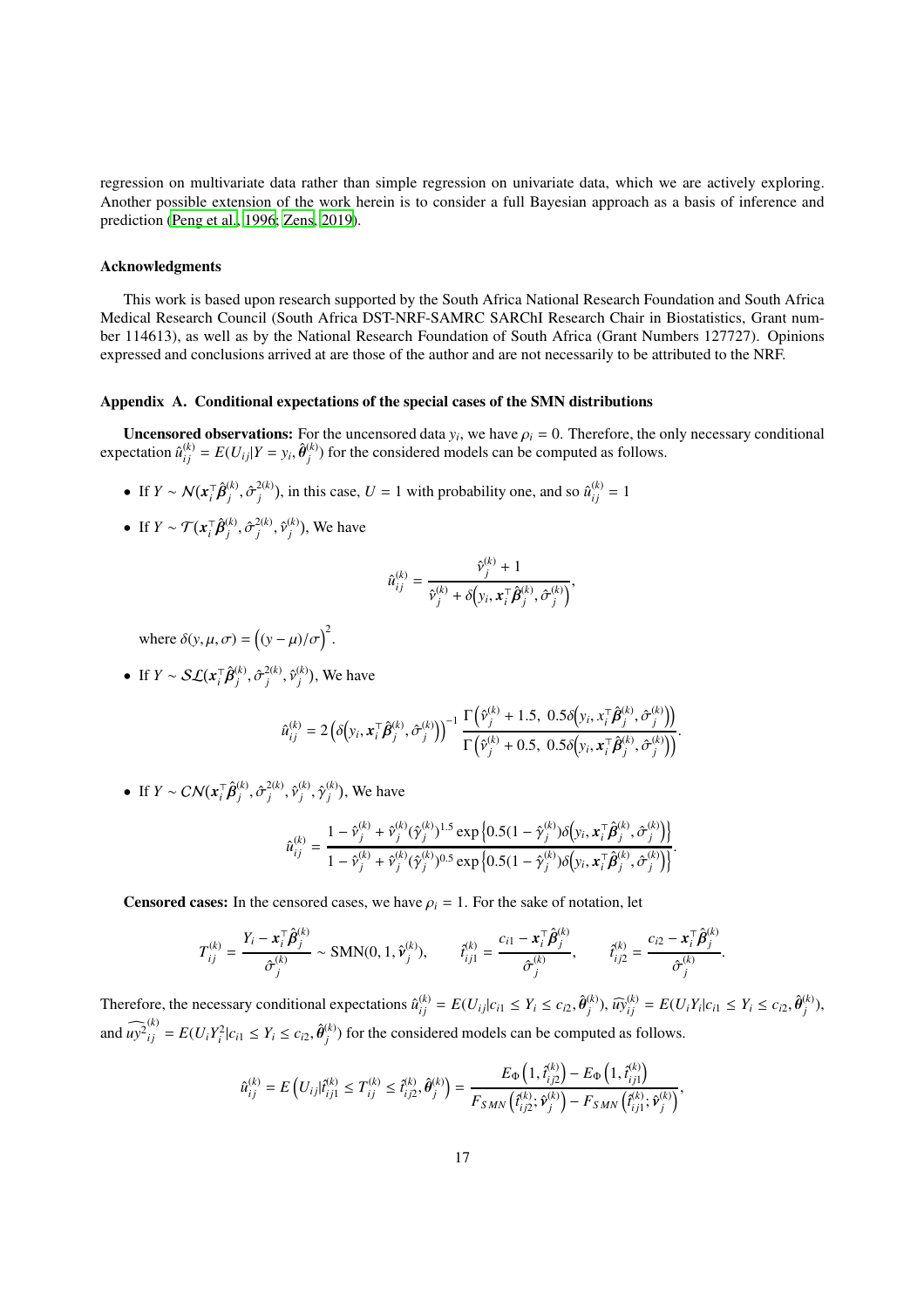regression on multivariate data rather than simple regression on univariate data, which we are actively exploring. Another possible extension of the work herein is to consider a full Bayesian approach as a basis of inference and prediction (Peng et al., 1996; Zens, 2019).

### Acknowledgments

This work is based upon research supported by the South Africa National Research Foundation and South Africa Medical Research Council (South Africa DST-NRF-SAMRC SARChI Research Chair in Biostatistics, Grant number 114613), as well as by the National Research Foundation of South Africa (Grant Numbers 127727). Opinions expressed and conclusions arrived at are those of the author and are not necessarily to be attributed to the NRF.

### Appendix A. Conditional expectations of the special cases of the SMN distributions

**Uncensored observations:** For the uncensored data $y_i$, we have $\rho_i = 0$. Therefore, the only necessary conditional expectation $\hat{u}_{ij}^{(k)} = E(U_{ij}|Y = y_i, \hat{\boldsymbol{\theta}}_j^{(k)})$ for the considered models can be computed as follows.

- If $Y \sim \mathcal{N}(\boldsymbol{x}_i^\top \hat{\boldsymbol{\beta}}_j^{(k)}, \hat{\sigma}_j^{2(k)})$, in this case, $U = 1$ with probability one, and so $\hat{u}_{ij}^{(k)} = 1$
- If $Y \sim \mathcal{T}(\boldsymbol{x}_i^\top \hat{\boldsymbol{\beta}}_j^{(k)}, \hat{\sigma}_j^{2(k)}, \hat{\nu}_j^{(k)})$, We have

$$\hat{u}_{ij}^{(k)} = \frac{\hat{\nu}_j^{(k)} + 1}{\hat{\nu}_j^{(k)} + \delta\left(y_i, \boldsymbol{x}_i^\top \hat{\boldsymbol{\beta}}_j^{(k)}, \hat{\sigma}_j^{(k)}\right)},$$

  where $\delta(y, \mu, \sigma) = \left((y - \mu)/\sigma\right)^2$.

- If $Y \sim \mathcal{SL}(\boldsymbol{x}_i^\top \hat{\boldsymbol{\beta}}_j^{(k)}, \hat{\sigma}_j^{2(k)}, \hat{\nu}_j^{(k)})$, We have

$$\hat{u}_{ij}^{(k)} = 2\left(\delta\left(y_i, \boldsymbol{x}_i^\top \hat{\boldsymbol{\beta}}_j^{(k)}, \hat{\sigma}_j^{(k)}\right)\right)^{-1} \frac{\Gamma\left(\hat{\nu}_j^{(k)} + 1.5,\ 0.5\delta\left(y_i, x_i^\top \hat{\boldsymbol{\beta}}_j^{(k)}, \hat{\sigma}_j^{(k)}\right)\right)}{\Gamma\left(\hat{\nu}_j^{(k)} + 0.5,\ 0.5\delta\left(y_i, \boldsymbol{x}_i^\top \hat{\boldsymbol{\beta}}_j^{(k)}, \hat{\sigma}_j^{(k)}\right)\right)}.$$

- If $Y \sim \mathcal{CN}(\boldsymbol{x}_i^\top \hat{\boldsymbol{\beta}}_j^{(k)}, \hat{\sigma}_j^{2(k)}, \hat{\nu}_j^{(k)}, \hat{\gamma}_j^{(k)})$, We have

$$\hat{u}_{ij}^{(k)} = \frac{1 - \hat{\nu}_j^{(k)} + \hat{\nu}_j^{(k)} (\hat{\gamma}_j^{(k)})^{1.5} \exp\left\{0.5(1 - \hat{\gamma}_j^{(k)}) \delta\left(y_i, \boldsymbol{x}_i^\top \hat{\boldsymbol{\beta}}_j^{(k)}, \hat{\sigma}_j^{(k)}\right)\right\}}{1 - \hat{\nu}_j^{(k)} + \hat{\nu}_j^{(k)} (\hat{\gamma}_j^{(k)})^{0.5} \exp\left\{0.5(1 - \hat{\gamma}_j^{(k)}) \delta\left(y_i, \boldsymbol{x}_i^\top \hat{\boldsymbol{\beta}}_j^{(k)}, \hat{\sigma}_j^{(k)}\right)\right\}}.$$

**Censored cases:** In the censored cases, we have $\rho_i = 1$. For the sake of notation, let

$$T_{ij}^{(k)} = \frac{Y_i - \boldsymbol{x}_i^\top \hat{\boldsymbol{\beta}}_j^{(k)}}{\hat{\sigma}_j^{(k)}} \sim \text{SMN}(0, 1, \hat{\boldsymbol{\nu}}_j^{(k)}), \qquad \hat{t}_{ij1}^{(k)} = \frac{c_{i1} - \boldsymbol{x}_i^\top \hat{\boldsymbol{\beta}}_j^{(k)}}{\hat{\sigma}_j^{(k)}}, \qquad \hat{t}_{ij2}^{(k)} = \frac{c_{i2} - \boldsymbol{x}_i^\top \hat{\boldsymbol{\beta}}_j^{(k)}}{\hat{\sigma}_j^{(k)}}.$$

Therefore, the necessary conditional expectations $\hat{u}_{ij}^{(k)} = E(U_{ij}|c_{i1} \leq Y_i \leq c_{i2}, \hat{\boldsymbol{\theta}}_j^{(k)})$, $\widehat{uy}_{ij}^{(k)} = E(U_i Y_i | c_{i1} \leq Y_i \leq c_{i2}, \hat{\boldsymbol{\theta}}_j^{(k)})$, and $\widehat{uy^2}_{ij}^{(k)} = E(U_i Y_i^2 | c_{i1} \leq Y_i \leq c_{i2}, \hat{\boldsymbol{\theta}}_j^{(k)})$ for the considered models can be computed as follows.

$$\hat{u}_{ij}^{(k)} = E\left(U_{ij} | \hat{t}_{ij1}^{(k)} \leq T_{ij}^{(k)} \leq \hat{t}_{ij2}^{(k)}, \hat{\boldsymbol{\theta}}_j^{(k)}\right) = \frac{E_\Phi\left(1, \hat{t}_{ij2}^{(k)}\right) - E_\Phi\left(1, \hat{t}_{ij1}^{(k)}\right)}{F_{SMN}\left(\hat{t}_{ij2}^{(k)}; \hat{\boldsymbol{\nu}}_j^{(k)}\right) - F_{SMN}\left(\hat{t}_{ij1}^{(k)}; \hat{\boldsymbol{\nu}}_j^{(k)}\right)},$$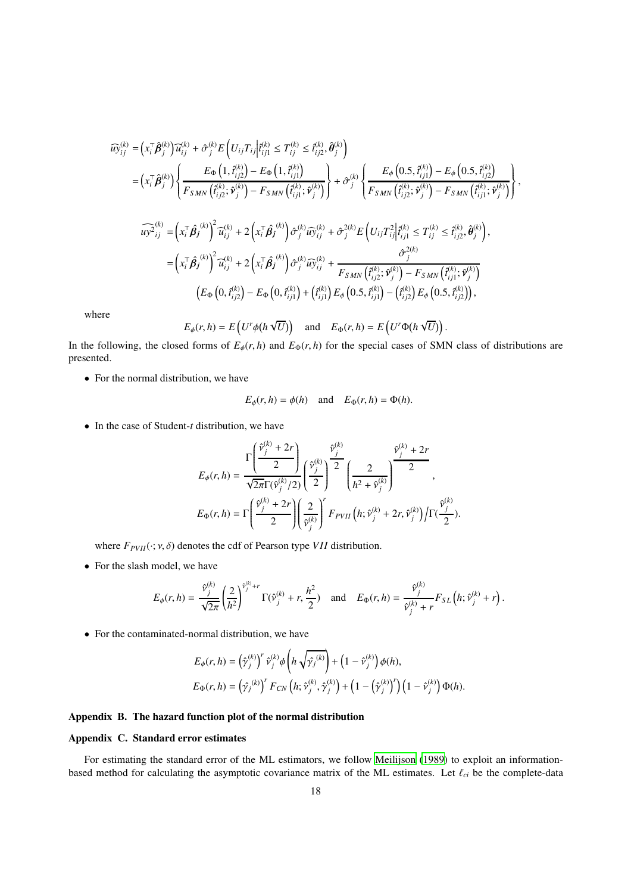$$
\begin{aligned}
\widehat{uy}_{ij}^{(k)} &= \left(x_i^\top \hat{\boldsymbol{\beta}}_j^{(k)}\right)\widehat{u}_{ij}^{(k)} + \hat{\sigma}_j^{(k)} E\left(U_{ij}T_{ij}\middle|\hat{t}_{ij1}^{(k)} \le T_{ij}^{(k)} \le \hat{t}_{ij2}^{(k)}, \hat{\boldsymbol{\theta}}_j^{(k)}\right) \\
&= \left(x_i^\top \hat{\boldsymbol{\beta}}_j^{(k)}\right)\left\{\frac{E_\Phi\left(1, \hat{t}_{ij2}^{(k)}\right) - E_\Phi\left(1, \hat{t}_{ij1}^{(k)}\right)}{F_{SMN}\left(\hat{t}_{ij2}^{(k)}; \hat{\boldsymbol{\nu}}_j^{(k)}\right) - F_{SMN}\left(\hat{t}_{ij1}^{(k)}; \hat{\boldsymbol{\nu}}_j^{(k)}\right)}\right\} + \hat{\sigma}_j^{(k)}\left\{\frac{E_\phi\left(0.5, \hat{t}_{ij1}^{(k)}\right) - E_\phi\left(0.5, \hat{t}_{ij2}^{(k)}\right)}{F_{SMN}\left(\hat{t}_{ij2}^{(k)}; \hat{\boldsymbol{\nu}}_j^{(k)}\right) - F_{SMN}\left(\hat{t}_{ij1}^{(k)}; \hat{\boldsymbol{\nu}}_j^{(k)}\right)}\right\},
\end{aligned}
$$

$$
\begin{aligned}
\widehat{uy^2}_{ij}^{(k)} &= \left(x_i^\top \hat{\boldsymbol{\beta}}_j^{(k)}\right)^2 \widehat{u}_{ij}^{(k)} + 2\left(x_i^\top \hat{\boldsymbol{\beta}}_j^{(k)}\right)\hat{\sigma}_j^{(k)}\widehat{uy}_{ij}^{(k)} + \hat{\sigma}_j^{2(k)} E\left(U_{ij}T_{ij}^2\middle|\hat{t}_{ij1}^{(k)} \le T_{ij}^{(k)} \le \hat{t}_{ij2}^{(k)}, \hat{\boldsymbol{\theta}}_j^{(k)}\right), \\
&= \left(x_i^\top \hat{\boldsymbol{\beta}}_j^{(k)}\right)^2 \widehat{u}_{ij}^{(k)} + 2\left(x_i^\top \hat{\boldsymbol{\beta}}_j^{(k)}\right)\hat{\sigma}_j^{(k)}\widehat{uy}_{ij}^{(k)} + \frac{\hat{\sigma}_j^{2(k)}}{F_{SMN}\left(\hat{t}_{ij2}^{(k)}; \hat{\boldsymbol{\nu}}_j^{(k)}\right) - F_{SMN}\left(\hat{t}_{ij1}^{(k)}; \hat{\boldsymbol{\nu}}_j^{(k)}\right)} \\
&\qquad \left(E_\Phi\left(0, \hat{t}_{ij2}^{(k)}\right) - E_\Phi\left(0, \hat{t}_{ij1}^{(k)}\right) + \left(\hat{t}_{ij1}^{(k)}\right)E_\phi\left(0.5, \hat{t}_{ij1}^{(k)}\right) - \left(\hat{t}_{ij2}^{(k)}\right)E_\phi\left(0.5, \hat{t}_{ij2}^{(k)}\right)\right),
\end{aligned}
$$

where

$$
E_\phi(r,h) = E\left(U^r \phi(h\sqrt{U})\right) \quad \text{and} \quad E_\Phi(r,h) = E\left(U^r \Phi(h\sqrt{U})\right).
$$

In the following, the closed forms of $E_\phi(r,h)$ and $E_\Phi(r,h)$ for the special cases of SMN class of distributions are presented.

- For the normal distribution, we have

$$
E_\phi(r,h) = \phi(h) \quad \text{and} \quad E_\Phi(r,h) = \Phi(h).
$$

- In the case of Student-$t$ distribution, we have

$$
\begin{aligned}
E_\phi(r,h) &= \frac{\Gamma\left(\frac{\hat{\nu}_j^{(k)} + 2r}{2}\right)}{\sqrt{2\pi}\Gamma(\hat{\nu}_j^{(k)}/2)}\left(\frac{\hat{\nu}_j^{(k)}}{2}\right)^{\frac{\hat{\nu}_j^{(k)}}{2}}\left(\frac{2}{h^2 + \hat{\nu}_j^{(k)}}\right)^{\frac{\hat{\nu}_j^{(k)} + 2r}{2}}, \\
E_\Phi(r,h) &= \Gamma\left(\frac{\hat{\nu}_j^{(k)} + 2r}{2}\right)\left(\frac{2}{\hat{\nu}_j^{(k)}}\right)^r F_{PVII}\left(h; \hat{\nu}_j^{(k)} + 2r, \hat{\nu}_j^{(k)}\right)\Big/\Gamma(\frac{\hat{\nu}_j^{(k)}}{2}).
\end{aligned}
$$

  where $F_{PVII}(\cdot; \nu, \delta)$ denotes the cdf of Pearson type $VII$ distribution.

- For the slash model, we have

$$
E_\phi(r,h) = \frac{\hat{\nu}_j^{(k)}}{\sqrt{2\pi}}\left(\frac{2}{h^2}\right)^{\hat{\nu}_j^{(k)} + r}\Gamma(\hat{\nu}_j^{(k)} + r, \frac{h^2}{2}) \quad \text{and} \quad E_\Phi(r,h) = \frac{\hat{\nu}_j^{(k)}}{\hat{\nu}_j^{(k)} + r}F_{SL}\left(h; \hat{\nu}_j^{(k)} + r\right).
$$

- For the contaminated-normal distribution, we have

$$
\begin{aligned}
E_\phi(r,h) &= \left(\hat{\gamma}_j^{(k)}\right)^r \hat{\nu}_j^{(k)}\phi\left(h\sqrt{\hat{\gamma}_j^{(k)}}\right) + \left(1 - \hat{\nu}_j^{(k)}\right)\phi(h), \\
E_\Phi(r,h) &= \left(\hat{\gamma}_j^{(k)}\right)^r F_{CN}\left(h; \hat{\nu}_j^{(k)}, \hat{\gamma}_j^{(k)}\right) + \left(1 - \left(\hat{\gamma}_j^{(k)}\right)^r\right)\left(1 - \hat{\nu}_j^{(k)}\right)\Phi(h).
\end{aligned}
$$

## Appendix B. The hazard function plot of the normal distribution

## Appendix C. Standard error estimates

For estimating the standard error of the ML estimators, we follow Meilijson (1989) to exploit an information-based method for calculating the asymptotic covariance matrix of the ML estimates. Let $\ell_{ci}$ be the complete-data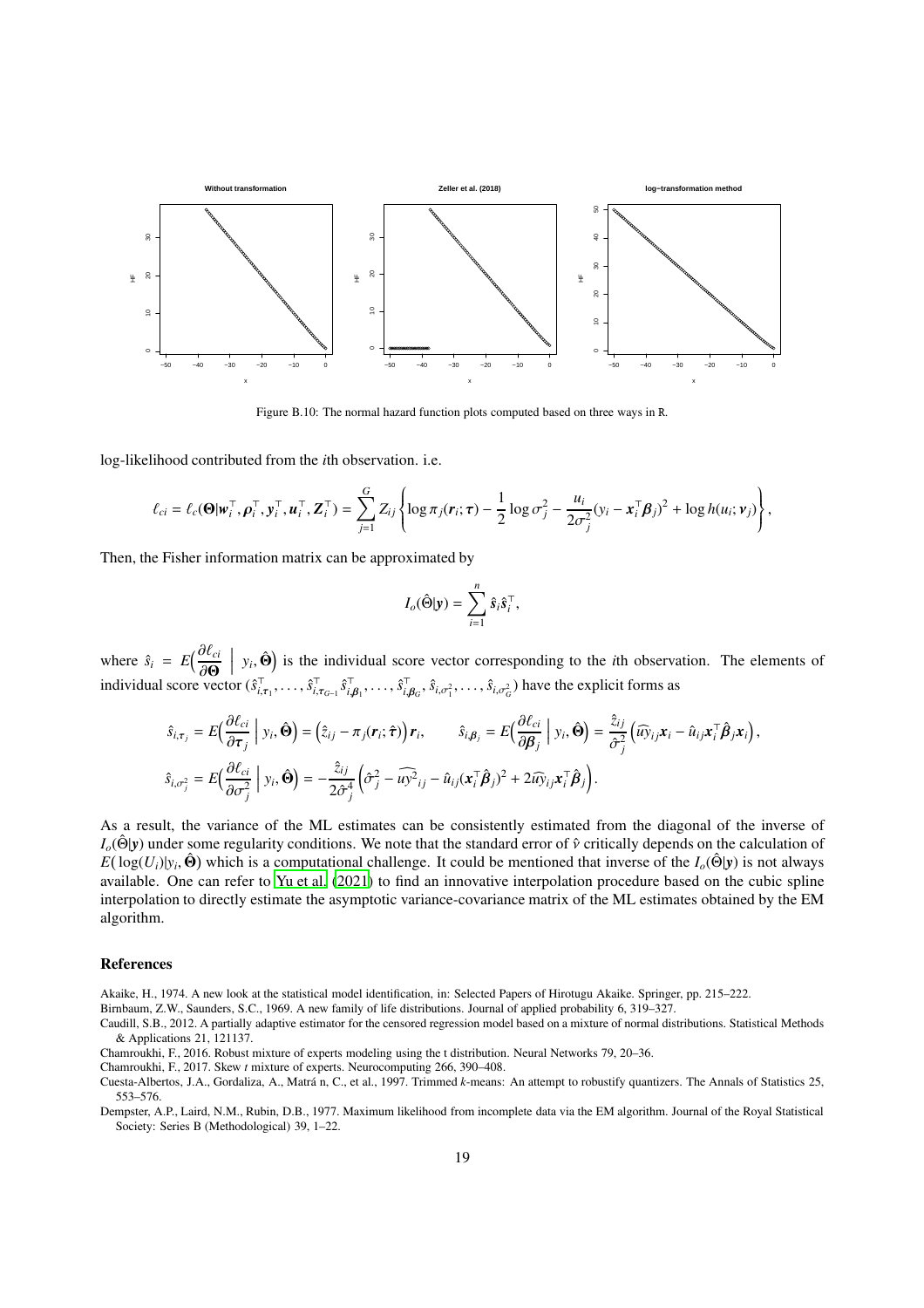Figure B.10: The normal hazard function plots computed based on three ways in R.

log-likelihood contributed from the $i$th observation. i.e.

$$\ell_{ci} = \ell_c(\boldsymbol{\Theta}|\boldsymbol{w}_i^\top, \boldsymbol{\rho}_i^\top, \boldsymbol{y}_i^\top, \boldsymbol{u}_i^\top, \boldsymbol{Z}_i^\top) = \sum_{j=1}^{G} Z_{ij} \left\{ \log \pi_j(\boldsymbol{r}_i; \boldsymbol{\tau}) - \frac{1}{2} \log \sigma_j^2 - \frac{u_i}{2\sigma_j^2}(y_i - \boldsymbol{x}_i^\top \boldsymbol{\beta}_j)^2 + \log h(u_i; \boldsymbol{\nu}_j) \right\},$$

Then, the Fisher information matrix can be approximated by

$$I_o(\hat{\Theta}|\boldsymbol{y}) = \sum_{i=1}^{n} \hat{\boldsymbol{s}}_i \hat{\boldsymbol{s}}_i^\top,$$

where $\hat{s}_i = E\Big(\dfrac{\partial \ell_{ci}}{\partial \boldsymbol{\Theta}} \;\Big|\; y_i, \hat{\boldsymbol{\Theta}}\Big)$ is the individual score vector corresponding to the $i$th observation. The elements of individual score vector $(\hat{s}_{i,\tau_1}^\top, \ldots, \hat{s}_{i,\tau_{G-1}}^\top \hat{s}_{i,\boldsymbol{\beta}_1}^\top, \ldots, \hat{s}_{i,\boldsymbol{\beta}_G}^\top, \hat{s}_{i,\sigma_1^2}, \ldots, \hat{s}_{i,\sigma_G^2})$ have the explicit forms as

$$\hat{s}_{i,\tau_j} = E\Big(\frac{\partial \ell_{ci}}{\partial \boldsymbol{\tau}_j} \;\Big|\; y_i, \hat{\boldsymbol{\Theta}}\Big) = \Big(\hat{z}_{ij} - \pi_j(\boldsymbol{r}_i; \hat{\boldsymbol{\tau}})\Big)\boldsymbol{r}_i, \qquad \hat{s}_{i,\boldsymbol{\beta}_j} = E\Big(\frac{\partial \ell_{ci}}{\partial \boldsymbol{\beta}_j} \;\Big|\; y_i, \hat{\boldsymbol{\Theta}}\Big) = \frac{\hat{z}_{ij}}{\hat{\sigma}_j^2}\Big(\widehat{uy}_{ij}\boldsymbol{x}_i - \hat{u}_{ij}\boldsymbol{x}_i^\top \hat{\boldsymbol{\beta}}_j \boldsymbol{x}_i\Big),$$

$$\hat{s}_{i,\sigma_j^2} = E\Big(\frac{\partial \ell_{ci}}{\partial \sigma_j^2} \;\Big|\; y_i, \hat{\boldsymbol{\Theta}}\Big) = -\frac{\hat{z}_{ij}}{2\hat{\sigma}_j^4}\Big(\hat{\sigma}_j^2 - \widehat{uy^2}_{ij} - \hat{u}_{ij}(\boldsymbol{x}_i^\top \hat{\boldsymbol{\beta}}_j)^2 + 2\widehat{uy}_{ij}\boldsymbol{x}_i^\top \hat{\boldsymbol{\beta}}_j\Big).$$

As a result, the variance of the ML estimates can be consistently estimated from the diagonal of the inverse of $I_o(\hat{\Theta}|\boldsymbol{y})$ under some regularity conditions. We note that the standard error of $\hat{\nu}$ critically depends on the calculation of $E(\log(U_i)|y_i, \hat{\boldsymbol{\Theta}})$ which is a computational challenge. It could be mentioned that inverse of the $I_o(\hat{\Theta}|\boldsymbol{y})$ is not always available. One can refer to Yu et al. (2021) to find an innovative interpolation procedure based on the cubic spline interpolation to directly estimate the asymptotic variance-covariance matrix of the ML estimates obtained by the EM algorithm.

## References

Akaike, H., 1974. A new look at the statistical model identification, in: Selected Papers of Hirotugu Akaike. Springer, pp. 215–222.

Birnbaum, Z.W., Saunders, S.C., 1969. A new family of life distributions. Journal of applied probability 6, 319–327.

Caudill, S.B., 2012. A partially adaptive estimator for the censored regression model based on a mixture of normal distributions. Statistical Methods & Applications 21, 121137.

Chamroukhi, F., 2016. Robust mixture of experts modeling using the t distribution. Neural Networks 79, 20–36.

Chamroukhi, F., 2017. Skew $t$ mixture of experts. Neurocomputing 266, 390–408.

Cuesta-Albertos, J.A., Gordaliza, A., Matrá n, C., et al., 1997. Trimmed $k$-means: An attempt to robustify quantizers. The Annals of Statistics 25, 553–576.

Dempster, A.P., Laird, N.M., Rubin, D.B., 1977. Maximum likelihood from incomplete data via the EM algorithm. Journal of the Royal Statistical Society: Series B (Methodological) 39, 1–22.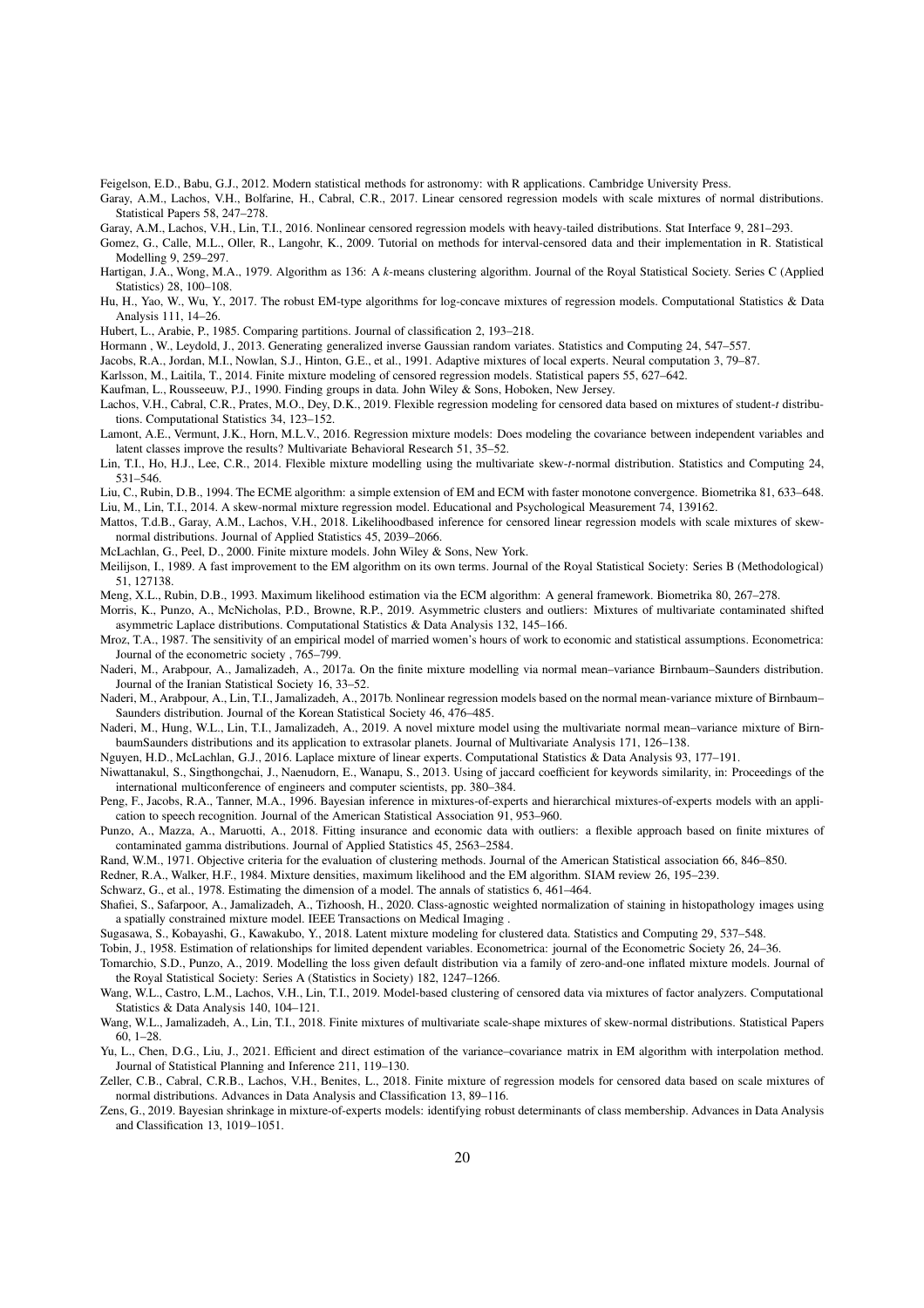Feigelson, E.D., Babu, G.J., 2012. Modern statistical methods for astronomy: with R applications. Cambridge University Press.

Garay, A.M., Lachos, V.H., Bolfarine, H., Cabral, C.R., 2017. Linear censored regression models with scale mixtures of normal distributions. Statistical Papers 58, 247–278.

Garay, A.M., Lachos, V.H., Lin, T.I., 2016. Nonlinear censored regression models with heavy-tailed distributions. Stat Interface 9, 281–293.

Gomez, G., Calle, M.L., Oller, R., Langohr, K., 2009. Tutorial on methods for interval-censored data and their implementation in R. Statistical Modelling 9, 259–297.

Hartigan, J.A., Wong, M.A., 1979. Algorithm as 136: A *k*-means clustering algorithm. Journal of the Royal Statistical Society. Series C (Applied Statistics) 28, 100–108.

Hu, H., Yao, W., Wu, Y., 2017. The robust EM-type algorithms for log-concave mixtures of regression models. Computational Statistics & Data Analysis 111, 14–26.

Hubert, L., Arabie, P., 1985. Comparing partitions. Journal of classification 2, 193–218.

Hormann , W., Leydold, J., 2013. Generating generalized inverse Gaussian random variates. Statistics and Computing 24, 547–557.

Jacobs, R.A., Jordan, M.I., Nowlan, S.J., Hinton, G.E., et al., 1991. Adaptive mixtures of local experts. Neural computation 3, 79–87.

Karlsson, M., Laitila, T., 2014. Finite mixture modeling of censored regression models. Statistical papers 55, 627–642.

Kaufman, L., Rousseeuw, P.J., 1990. Finding groups in data. John Wiley & Sons, Hoboken, New Jersey.

Lachos, V.H., Cabral, C.R., Prates, M.O., Dey, D.K., 2019. Flexible regression modeling for censored data based on mixtures of student-*t* distributions. Computational Statistics 34, 123–152.

Lamont, A.E., Vermunt, J.K., Horn, M.L.V., 2016. Regression mixture models: Does modeling the covariance between independent variables and latent classes improve the results? Multivariate Behavioral Research 51, 35–52.

Lin, T.I., Ho, H.J., Lee, C.R., 2014. Flexible mixture modelling using the multivariate skew-*t*-normal distribution. Statistics and Computing 24, 531–546.

Liu, C., Rubin, D.B., 1994. The ECME algorithm: a simple extension of EM and ECM with faster monotone convergence. Biometrika 81, 633–648.

Liu, M., Lin, T.I., 2014. A skew-normal mixture regression model. Educational and Psychological Measurement 74, 139162.

Mattos, T.d.B., Garay, A.M., Lachos, V.H., 2018. Likelihoodbased inference for censored linear regression models with scale mixtures of skew-normal distributions. Journal of Applied Statistics 45, 2039–2066.

McLachlan, G., Peel, D., 2000. Finite mixture models. John Wiley & Sons, New York.

Meilijson, I., 1989. A fast improvement to the EM algorithm on its own terms. Journal of the Royal Statistical Society: Series B (Methodological) 51, 127138.

Meng, X.L., Rubin, D.B., 1993. Maximum likelihood estimation via the ECM algorithm: A general framework. Biometrika 80, 267–278.

Morris, K., Punzo, A., McNicholas, P.D., Browne, R.P., 2019. Asymmetric clusters and outliers: Mixtures of multivariate contaminated shifted asymmetric Laplace distributions. Computational Statistics & Data Analysis 132, 145–166.

Mroz, T.A., 1987. The sensitivity of an empirical model of married women's hours of work to economic and statistical assumptions. Econometrica: Journal of the econometric society , 765–799.

Naderi, M., Arabpour, A., Jamalizadeh, A., 2017a. On the finite mixture modelling via normal mean–variance Birnbaum–Saunders distribution. Journal of the Iranian Statistical Society 16, 33–52.

Naderi, M., Arabpour, A., Lin, T.I., Jamalizadeh, A., 2017b. Nonlinear regression models based on the normal mean-variance mixture of Birnbaum–Saunders distribution. Journal of the Korean Statistical Society 46, 476–485.

Naderi, M., Hung, W.L., Lin, T.I., Jamalizadeh, A., 2019. A novel mixture model using the multivariate normal mean–variance mixture of BirnbaumSaunders distributions and its application to extrasolar planets. Journal of Multivariate Analysis 171, 126–138.

Nguyen, H.D., McLachlan, G.J., 2016. Laplace mixture of linear experts. Computational Statistics & Data Analysis 93, 177–191.

Niwattanakul, S., Singthongchai, J., Naenudorn, E., Wanapu, S., 2013. Using of jaccard coefficient for keywords similarity, in: Proceedings of the international multiconference of engineers and computer scientists, pp. 380–384.

Peng, F., Jacobs, R.A., Tanner, M.A., 1996. Bayesian inference in mixtures-of-experts and hierarchical mixtures-of-experts models with an application to speech recognition. Journal of the American Statistical Association 91, 953–960.

Punzo, A., Mazza, A., Maruotti, A., 2018. Fitting insurance and economic data with outliers: a flexible approach based on finite mixtures of contaminated gamma distributions. Journal of Applied Statistics 45, 2563–2584.

Rand, W.M., 1971. Objective criteria for the evaluation of clustering methods. Journal of the American Statistical association 66, 846–850.

Redner, R.A., Walker, H.F., 1984. Mixture densities, maximum likelihood and the EM algorithm. SIAM review 26, 195–239.

Schwarz, G., et al., 1978. Estimating the dimension of a model. The annals of statistics 6, 461–464.

Shafiei, S., Safarpoor, A., Jamalizadeh, A., Tizhoosh, H., 2020. Class-agnostic weighted normalization of staining in histopathology images using a spatially constrained mixture model. IEEE Transactions on Medical Imaging .

Sugasawa, S., Kobayashi, G., Kawakubo, Y., 2018. Latent mixture modeling for clustered data. Statistics and Computing 29, 537–548.

Tobin, J., 1958. Estimation of relationships for limited dependent variables. Econometrica: journal of the Econometric Society 26, 24–36.

Tomarchio, S.D., Punzo, A., 2019. Modelling the loss given default distribution via a family of zero-and-one inflated mixture models. Journal of the Royal Statistical Society: Series A (Statistics in Society) 182, 1247–1266.

Wang, W.L., Castro, L.M., Lachos, V.H., Lin, T.I., 2019. Model-based clustering of censored data via mixtures of factor analyzers. Computational Statistics & Data Analysis 140, 104–121.

Wang, W.L., Jamalizadeh, A., Lin, T.I., 2018. Finite mixtures of multivariate scale-shape mixtures of skew-normal distributions. Statistical Papers 60, 1–28.

Yu, L., Chen, D.G., Liu, J., 2021. Efficient and direct estimation of the variance–covariance matrix in EM algorithm with interpolation method. Journal of Statistical Planning and Inference 211, 119–130.

Zeller, C.B., Cabral, C.R.B., Lachos, V.H., Benites, L., 2018. Finite mixture of regression models for censored data based on scale mixtures of normal distributions. Advances in Data Analysis and Classification 13, 89–116.

Zens, G., 2019. Bayesian shrinkage in mixture-of-experts models: identifying robust determinants of class membership. Advances in Data Analysis and Classification 13, 1019–1051.